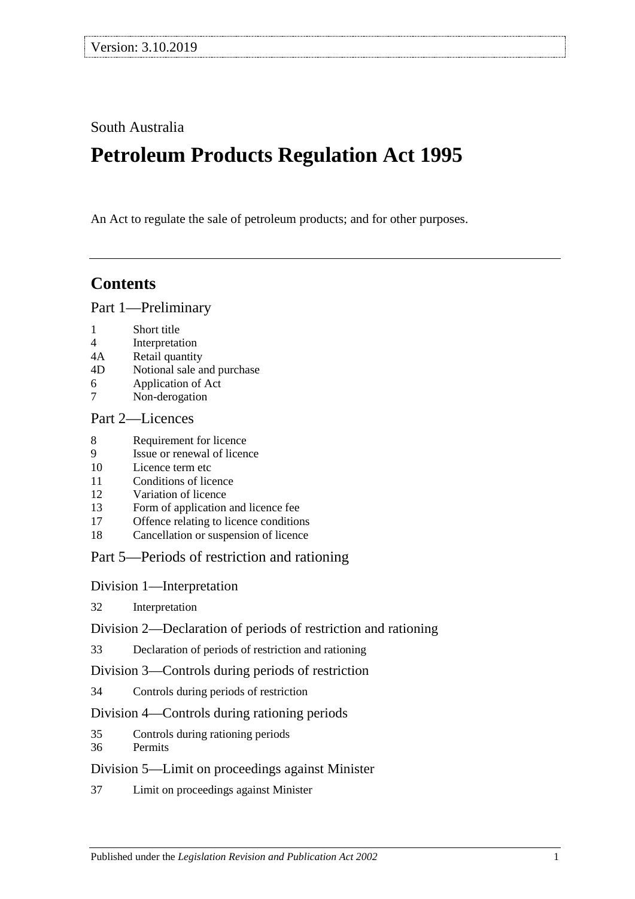Version: 3.10.2019

South Australia

# Petroleum Products Regulation Act 1995

An Act to regulate the sale of petroleum products; and for other purposes.

## Contents

Part 1—Preliminary

- 1 Short title
- 4 Interpretation
- 4A Retail quantity
- 4D Notional sale and purchase
- 6 Application of Act
- 7 Non-derogation

Part 2—Licences

- 8 Requirement for licence
- 9 Issue or renewal of licence
- 10 Licence term etc
- 11 Conditions of licence
- 12 Variation of licence
- 13 Form of application and licence fee
- 17 Offence relating to licence conditions
- 18 Cancellation or suspension of licence

Part 5—Periods of restriction and rationing

Division 1—Interpretation

- 32 Interpretation

Division 2—Declaration of periods of restriction and rationing

- 33 Declaration of periods of restriction and rationing

Division 3—Controls during periods of restriction

- 34 Controls during periods of restriction

Division 4—Controls during rationing periods

- 35 Controls during rationing periods
- 36 Permits

Division 5—Limit on proceedings against Minister

- 37 Limit on proceedings against Minister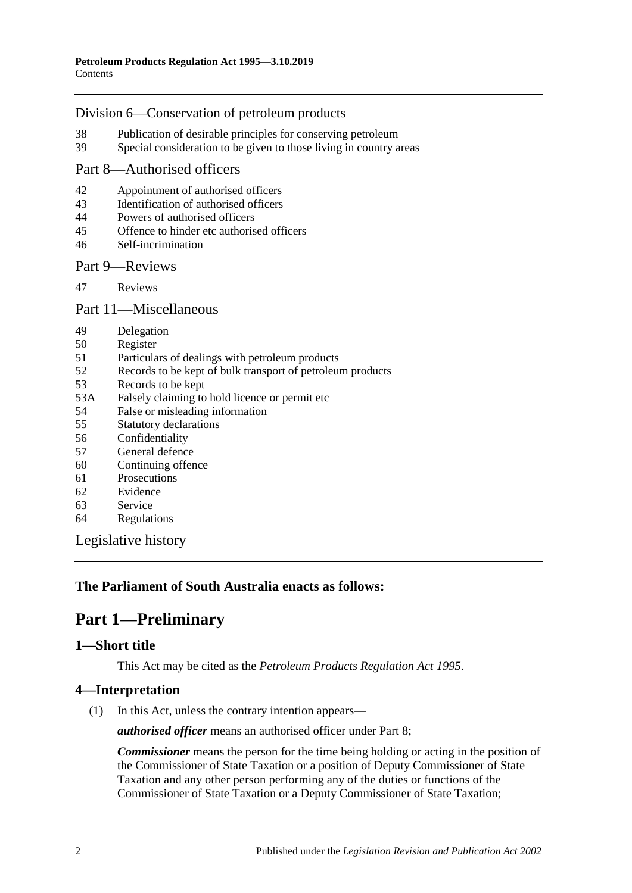Division 6—Conservation of petroleum products

38 Publication of desirable principles for conserving petroleum
39 Special consideration to be given to those living in country areas

Part 8—Authorised officers

42 Appointment of authorised officers
43 Identification of authorised officers
44 Powers of authorised officers
45 Offence to hinder etc authorised officers
46 Self-incrimination

Part 9—Reviews

47 Reviews

Part 11—Miscellaneous

49 Delegation
50 Register
51 Particulars of dealings with petroleum products
52 Records to be kept of bulk transport of petroleum products
53 Records to be kept
53A Falsely claiming to hold licence or permit etc
54 False or misleading information
55 Statutory declarations
56 Confidentiality
57 General defence
60 Continuing offence
61 Prosecutions
62 Evidence
63 Service
64 Regulations

Legislative history

**The Parliament of South Australia enacts as follows:**

# Part 1—Preliminary

## 1—Short title

This Act may be cited as the *Petroleum Products Regulation Act 1995*.

## 4—Interpretation

(1) In this Act, unless the contrary intention appears—

***authorised officer*** means an authorised officer under Part 8;

***Commissioner*** means the person for the time being holding or acting in the position of the Commissioner of State Taxation or a position of Deputy Commissioner of State Taxation and any other person performing any of the duties or functions of the Commissioner of State Taxation or a Deputy Commissioner of State Taxation;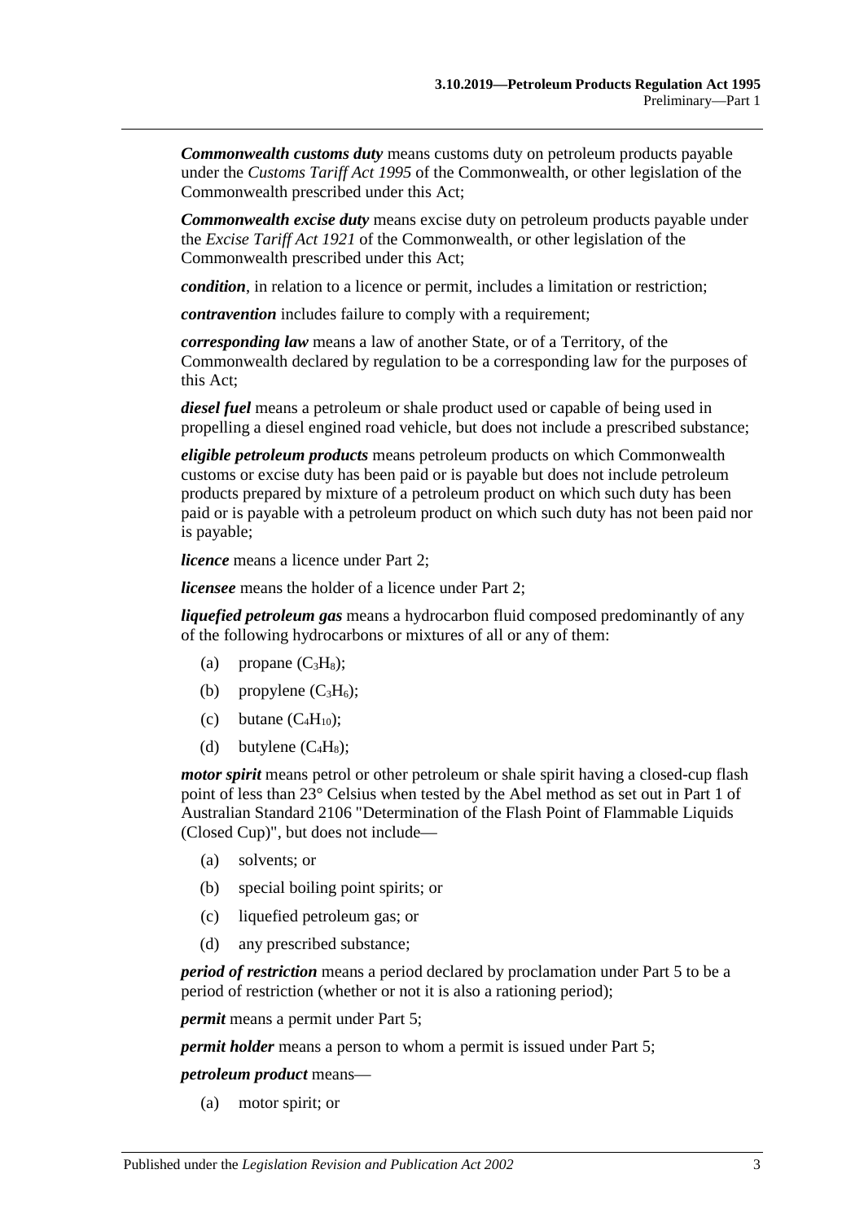***Commonwealth customs duty*** means customs duty on petroleum products payable under the *Customs Tariff Act 1995* of the Commonwealth, or other legislation of the Commonwealth prescribed under this Act;

***Commonwealth excise duty*** means excise duty on petroleum products payable under the *Excise Tariff Act 1921* of the Commonwealth, or other legislation of the Commonwealth prescribed under this Act;

***condition***, in relation to a licence or permit, includes a limitation or restriction;

***contravention*** includes failure to comply with a requirement;

***corresponding law*** means a law of another State, or of a Territory, of the Commonwealth declared by regulation to be a corresponding law for the purposes of this Act;

***diesel fuel*** means a petroleum or shale product used or capable of being used in propelling a diesel engined road vehicle, but does not include a prescribed substance;

***eligible petroleum products*** means petroleum products on which Commonwealth customs or excise duty has been paid or is payable but does not include petroleum products prepared by mixture of a petroleum product on which such duty has been paid or is payable with a petroleum product on which such duty has not been paid nor is payable;

***licence*** means a licence under Part 2;

***licensee*** means the holder of a licence under Part 2;

***liquefied petroleum gas*** means a hydrocarbon fluid composed predominantly of any of the following hydrocarbons or mixtures of all or any of them:

(a) propane ($C_3H_8$);

(b) propylene ($C_3H_6$);

(c) butane ($C_4H_{10}$);

(d) butylene ($C_4H_8$);

***motor spirit*** means petrol or other petroleum or shale spirit having a closed-cup flash point of less than 23° Celsius when tested by the Abel method as set out in Part 1 of Australian Standard 2106 "Determination of the Flash Point of Flammable Liquids (Closed Cup)", but does not include—

(a) solvents; or

(b) special boiling point spirits; or

(c) liquefied petroleum gas; or

(d) any prescribed substance;

***period of restriction*** means a period declared by proclamation under Part 5 to be a period of restriction (whether or not it is also a rationing period);

***permit*** means a permit under Part 5;

***permit holder*** means a person to whom a permit is issued under Part 5;

***petroleum product*** means—

(a) motor spirit; or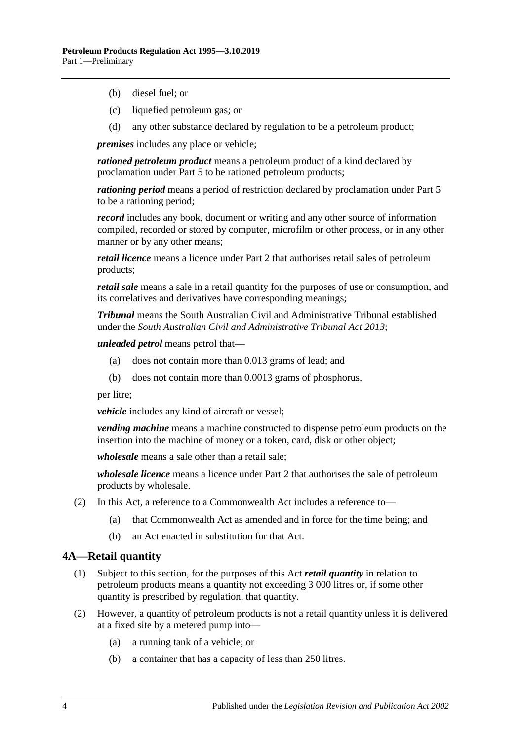(b) diesel fuel; or

(c) liquefied petroleum gas; or

(d) any other substance declared by regulation to be a petroleum product;

***premises*** includes any place or vehicle;

***rationed petroleum product*** means a petroleum product of a kind declared by proclamation under Part 5 to be rationed petroleum products;

***rationing period*** means a period of restriction declared by proclamation under Part 5 to be a rationing period;

***record*** includes any book, document or writing and any other source of information compiled, recorded or stored by computer, microfilm or other process, or in any other manner or by any other means;

***retail licence*** means a licence under Part 2 that authorises retail sales of petroleum products;

***retail sale*** means a sale in a retail quantity for the purposes of use or consumption, and its correlatives and derivatives have corresponding meanings;

***Tribunal*** means the South Australian Civil and Administrative Tribunal established under the *South Australian Civil and Administrative Tribunal Act 2013*;

***unleaded petrol*** means petrol that—

(a) does not contain more than 0.013 grams of lead; and

(b) does not contain more than 0.0013 grams of phosphorus,

per litre;

***vehicle*** includes any kind of aircraft or vessel;

***vending machine*** means a machine constructed to dispense petroleum products on the insertion into the machine of money or a token, card, disk or other object;

***wholesale*** means a sale other than a retail sale;

***wholesale licence*** means a licence under Part 2 that authorises the sale of petroleum products by wholesale.

(2) In this Act, a reference to a Commonwealth Act includes a reference to—

(a) that Commonwealth Act as amended and in force for the time being; and

(b) an Act enacted in substitution for that Act.

## 4A—Retail quantity

(1) Subject to this section, for the purposes of this Act ***retail quantity*** in relation to petroleum products means a quantity not exceeding 3 000 litres or, if some other quantity is prescribed by regulation, that quantity.

(2) However, a quantity of petroleum products is not a retail quantity unless it is delivered at a fixed site by a metered pump into—

(a) a running tank of a vehicle; or

(b) a container that has a capacity of less than 250 litres.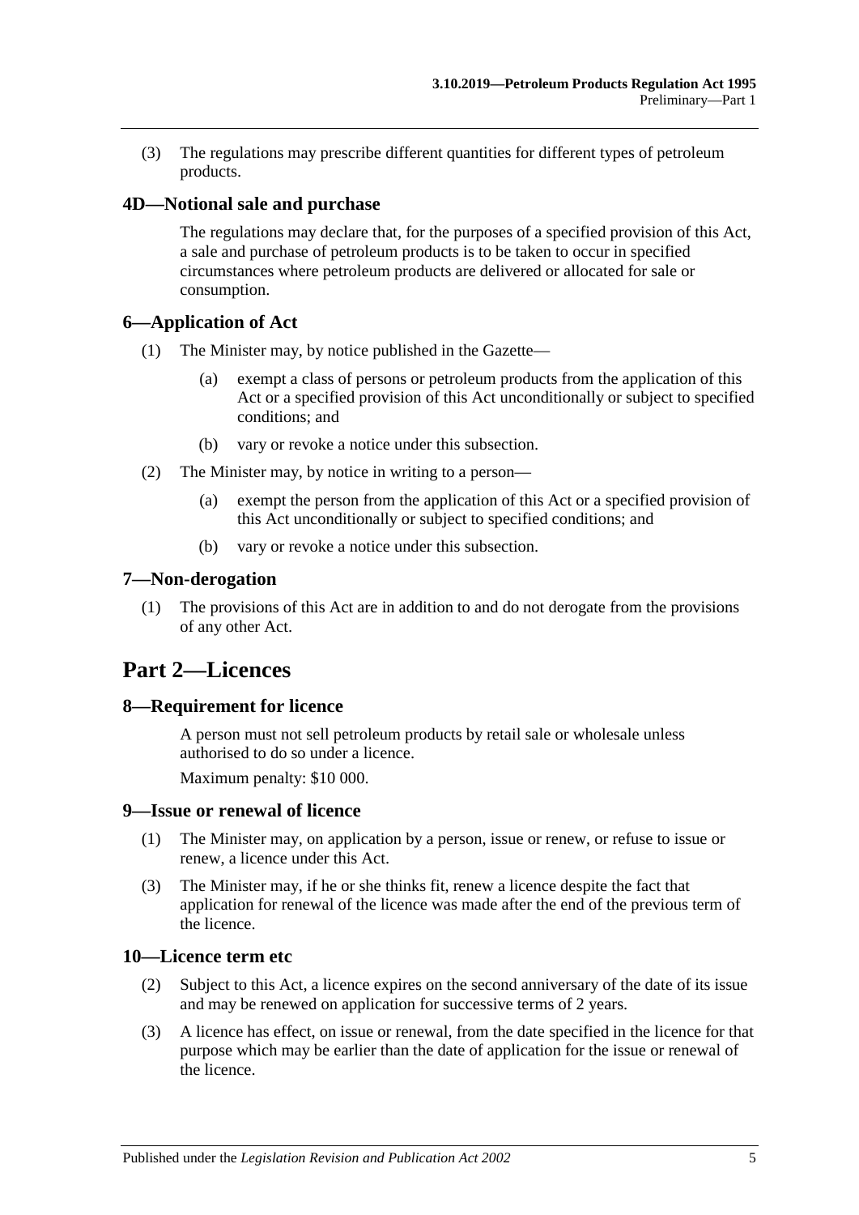(3) The regulations may prescribe different quantities for different types of petroleum products.

### 4D—Notional sale and purchase

The regulations may declare that, for the purposes of a specified provision of this Act, a sale and purchase of petroleum products is to be taken to occur in specified circumstances where petroleum products are delivered or allocated for sale or consumption.

### 6—Application of Act

(1) The Minister may, by notice published in the Gazette—

(a) exempt a class of persons or petroleum products from the application of this Act or a specified provision of this Act unconditionally or subject to specified conditions; and

(b) vary or revoke a notice under this subsection.

(2) The Minister may, by notice in writing to a person—

(a) exempt the person from the application of this Act or a specified provision of this Act unconditionally or subject to specified conditions; and

(b) vary or revoke a notice under this subsection.

### 7—Non-derogation

(1) The provisions of this Act are in addition to and do not derogate from the provisions of any other Act.

## Part 2—Licences

### 8—Requirement for licence

A person must not sell petroleum products by retail sale or wholesale unless authorised to do so under a licence.

Maximum penalty: $10 000.

### 9—Issue or renewal of licence

(1) The Minister may, on application by a person, issue or renew, or refuse to issue or renew, a licence under this Act.

(3) The Minister may, if he or she thinks fit, renew a licence despite the fact that application for renewal of the licence was made after the end of the previous term of the licence.

### 10—Licence term etc

(2) Subject to this Act, a licence expires on the second anniversary of the date of its issue and may be renewed on application for successive terms of 2 years.

(3) A licence has effect, on issue or renewal, from the date specified in the licence for that purpose which may be earlier than the date of application for the issue or renewal of the licence.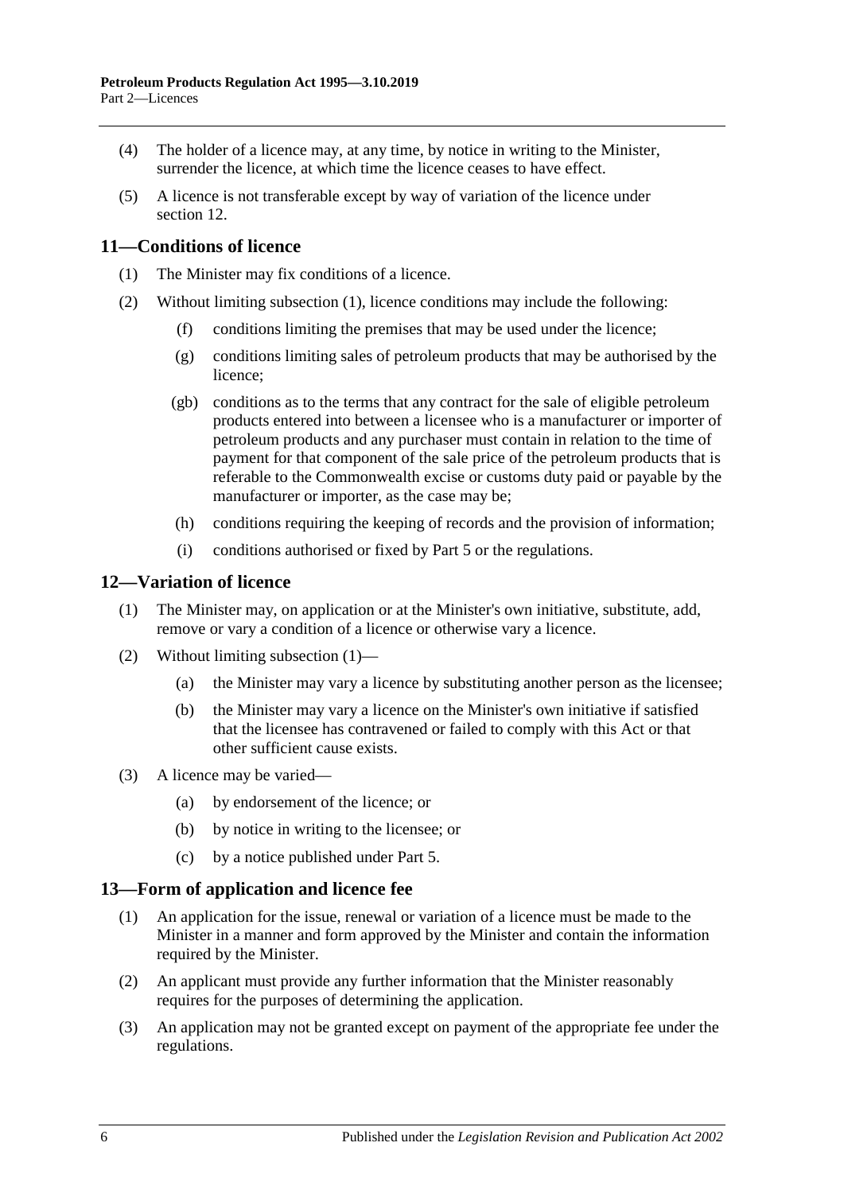(4) The holder of a licence may, at any time, by notice in writing to the Minister, surrender the licence, at which time the licence ceases to have effect.

(5) A licence is not transferable except by way of variation of the licence under section 12.

## 11—Conditions of licence

(1) The Minister may fix conditions of a licence.

(2) Without limiting subsection (1), licence conditions may include the following:

- (f) conditions limiting the premises that may be used under the licence;
- (g) conditions limiting sales of petroleum products that may be authorised by the licence;
- (gb) conditions as to the terms that any contract for the sale of eligible petroleum products entered into between a licensee who is a manufacturer or importer of petroleum products and any purchaser must contain in relation to the time of payment for that component of the sale price of the petroleum products that is referable to the Commonwealth excise or customs duty paid or payable by the manufacturer or importer, as the case may be;
- (h) conditions requiring the keeping of records and the provision of information;
- (i) conditions authorised or fixed by Part 5 or the regulations.

## 12—Variation of licence

(1) The Minister may, on application or at the Minister's own initiative, substitute, add, remove or vary a condition of a licence or otherwise vary a licence.

(2) Without limiting subsection (1)—

- (a) the Minister may vary a licence by substituting another person as the licensee;
- (b) the Minister may vary a licence on the Minister's own initiative if satisfied that the licensee has contravened or failed to comply with this Act or that other sufficient cause exists.

(3) A licence may be varied—

- (a) by endorsement of the licence; or
- (b) by notice in writing to the licensee; or
- (c) by a notice published under Part 5.

## 13—Form of application and licence fee

(1) An application for the issue, renewal or variation of a licence must be made to the Minister in a manner and form approved by the Minister and contain the information required by the Minister.

(2) An applicant must provide any further information that the Minister reasonably requires for the purposes of determining the application.

(3) An application may not be granted except on payment of the appropriate fee under the regulations.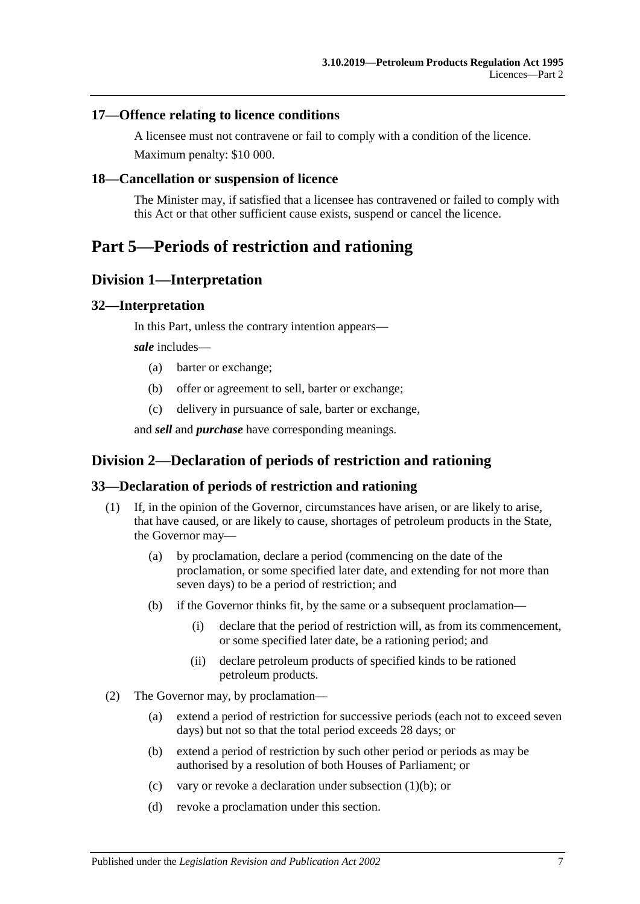### 17—Offence relating to licence conditions

A licensee must not contravene or fail to comply with a condition of the licence.

Maximum penalty: $10 000.

### 18—Cancellation or suspension of licence

The Minister may, if satisfied that a licensee has contravened or failed to comply with this Act or that other sufficient cause exists, suspend or cancel the licence.

# Part 5—Periods of restriction and rationing

## Division 1—Interpretation

### 32—Interpretation

In this Part, unless the contrary intention appears—

***sale*** includes—

(a) barter or exchange;

(b) offer or agreement to sell, barter or exchange;

(c) delivery in pursuance of sale, barter or exchange,

and ***sell*** and ***purchase*** have corresponding meanings.

## Division 2—Declaration of periods of restriction and rationing

### 33—Declaration of periods of restriction and rationing

(1) If, in the opinion of the Governor, circumstances have arisen, or are likely to arise, that have caused, or are likely to cause, shortages of petroleum products in the State, the Governor may—

(a) by proclamation, declare a period (commencing on the date of the proclamation, or some specified later date, and extending for not more than seven days) to be a period of restriction; and

(b) if the Governor thinks fit, by the same or a subsequent proclamation—

(i) declare that the period of restriction will, as from its commencement, or some specified later date, be a rationing period; and

(ii) declare petroleum products of specified kinds to be rationed petroleum products.

(2) The Governor may, by proclamation—

(a) extend a period of restriction for successive periods (each not to exceed seven days) but not so that the total period exceeds 28 days; or

(b) extend a period of restriction by such other period or periods as may be authorised by a resolution of both Houses of Parliament; or

(c) vary or revoke a declaration under subsection (1)(b); or

(d) revoke a proclamation under this section.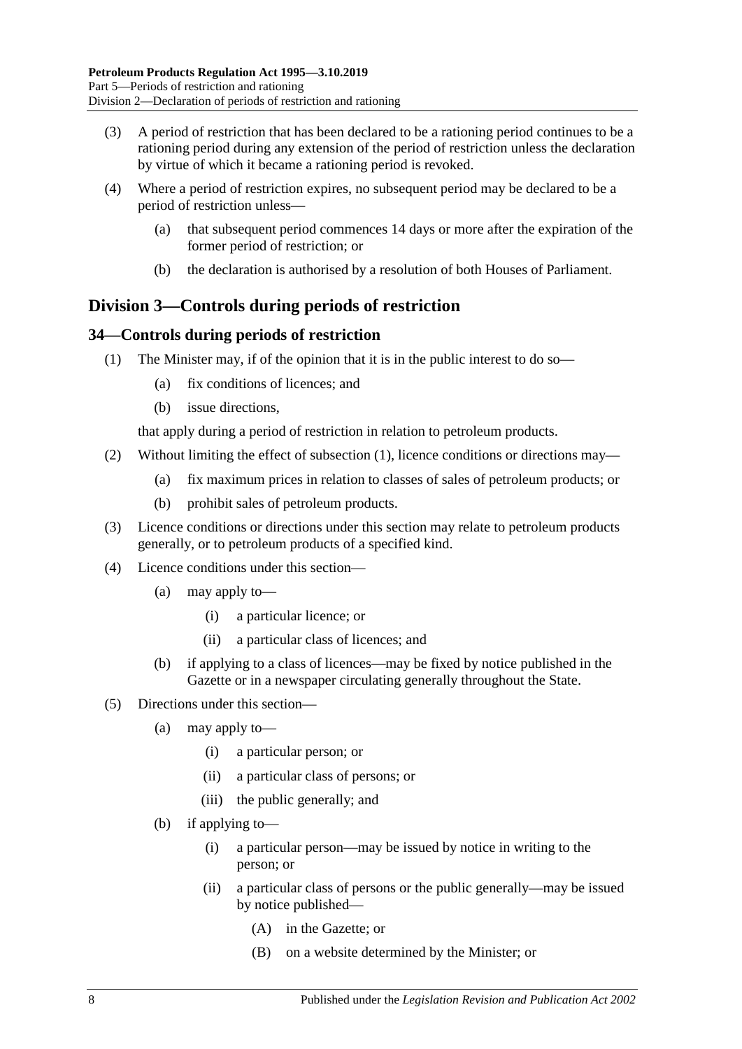(3) A period of restriction that has been declared to be a rationing period continues to be a rationing period during any extension of the period of restriction unless the declaration by virtue of which it became a rationing period is revoked.

(4) Where a period of restriction expires, no subsequent period may be declared to be a period of restriction unless—

(a) that subsequent period commences 14 days or more after the expiration of the former period of restriction; or

(b) the declaration is authorised by a resolution of both Houses of Parliament.

## Division 3—Controls during periods of restriction

### 34—Controls during periods of restriction

(1) The Minister may, if of the opinion that it is in the public interest to do so—

(a) fix conditions of licences; and

(b) issue directions,

that apply during a period of restriction in relation to petroleum products.

(2) Without limiting the effect of subsection (1), licence conditions or directions may—

(a) fix maximum prices in relation to classes of sales of petroleum products; or

(b) prohibit sales of petroleum products.

(3) Licence conditions or directions under this section may relate to petroleum products generally, or to petroleum products of a specified kind.

(4) Licence conditions under this section—

(a) may apply to—

(i) a particular licence; or

(ii) a particular class of licences; and

(b) if applying to a class of licences—may be fixed by notice published in the Gazette or in a newspaper circulating generally throughout the State.

(5) Directions under this section—

(a) may apply to—

(i) a particular person; or

(ii) a particular class of persons; or

(iii) the public generally; and

(b) if applying to—

(i) a particular person—may be issued by notice in writing to the person; or

(ii) a particular class of persons or the public generally—may be issued by notice published—

(A) in the Gazette; or

(B) on a website determined by the Minister; or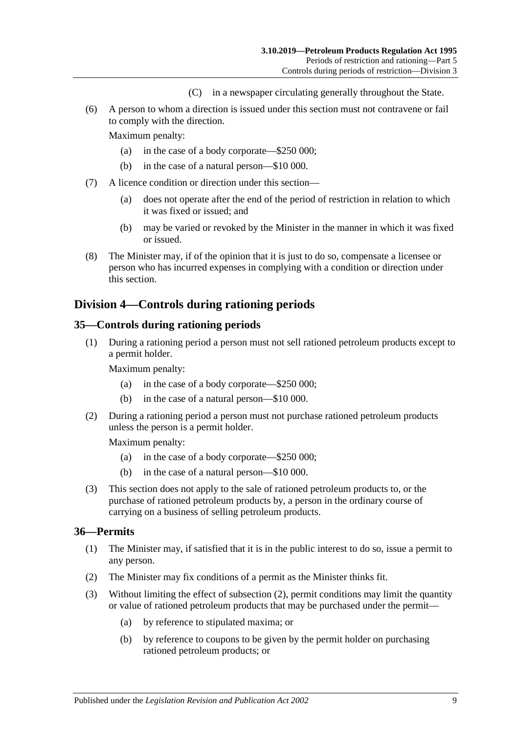(C) in a newspaper circulating generally throughout the State.

(6) A person to whom a direction is issued under this section must not contravene or fail to comply with the direction.

Maximum penalty:

(a) in the case of a body corporate—$250 000;

(b) in the case of a natural person—$10 000.

(7) A licence condition or direction under this section—

(a) does not operate after the end of the period of restriction in relation to which it was fixed or issued; and

(b) may be varied or revoked by the Minister in the manner in which it was fixed or issued.

(8) The Minister may, if of the opinion that it is just to do so, compensate a licensee or person who has incurred expenses in complying with a condition or direction under this section.

## Division 4—Controls during rationing periods

### 35—Controls during rationing periods

(1) During a rationing period a person must not sell rationed petroleum products except to a permit holder.

Maximum penalty:

(a) in the case of a body corporate—$250 000;

(b) in the case of a natural person—$10 000.

(2) During a rationing period a person must not purchase rationed petroleum products unless the person is a permit holder.

Maximum penalty:

(a) in the case of a body corporate—$250 000;

(b) in the case of a natural person—$10 000.

(3) This section does not apply to the sale of rationed petroleum products to, or the purchase of rationed petroleum products by, a person in the ordinary course of carrying on a business of selling petroleum products.

### 36—Permits

(1) The Minister may, if satisfied that it is in the public interest to do so, issue a permit to any person.

(2) The Minister may fix conditions of a permit as the Minister thinks fit.

(3) Without limiting the effect of subsection (2), permit conditions may limit the quantity or value of rationed petroleum products that may be purchased under the permit—

(a) by reference to stipulated maxima; or

(b) by reference to coupons to be given by the permit holder on purchasing rationed petroleum products; or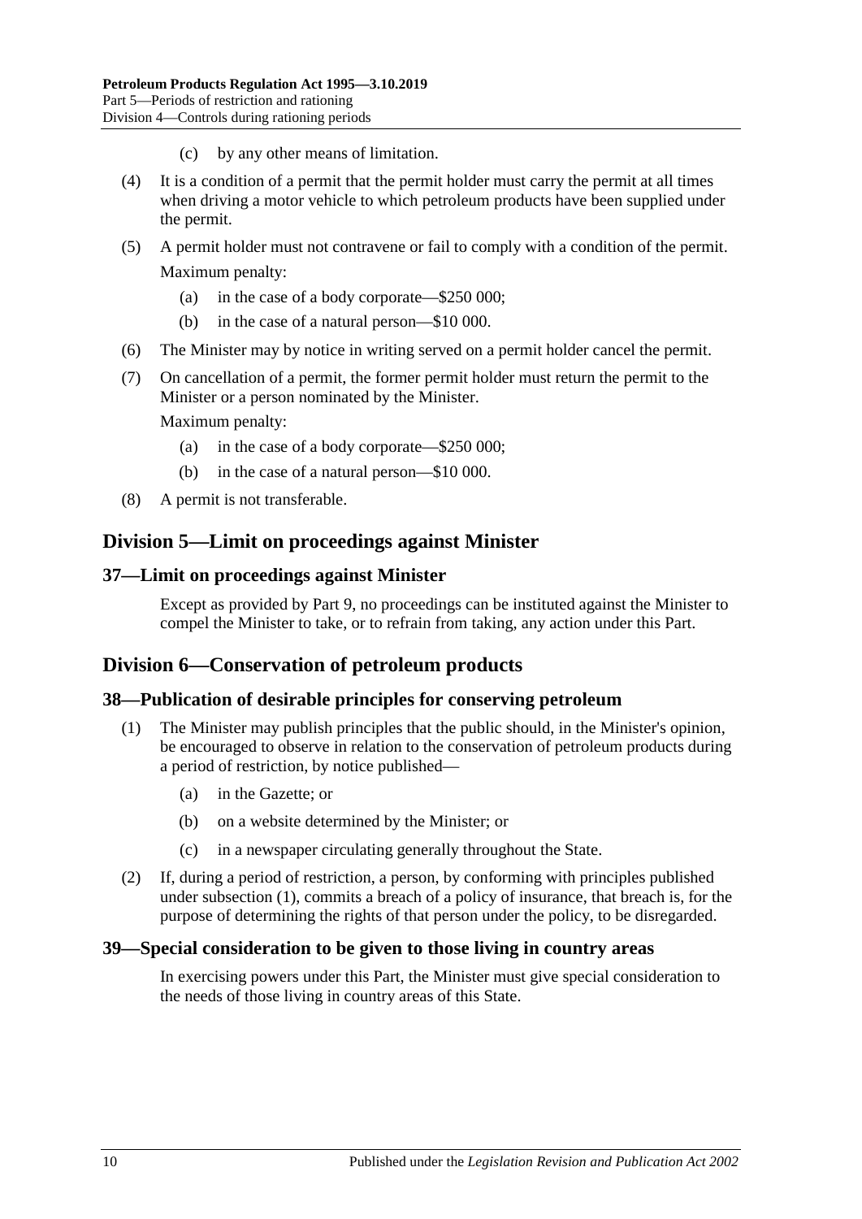(c) by any other means of limitation.

(4) It is a condition of a permit that the permit holder must carry the permit at all times when driving a motor vehicle to which petroleum products have been supplied under the permit.

(5) A permit holder must not contravene or fail to comply with a condition of the permit.

Maximum penalty:

(a) in the case of a body corporate—$250 000;

(b) in the case of a natural person—$10 000.

(6) The Minister may by notice in writing served on a permit holder cancel the permit.

(7) On cancellation of a permit, the former permit holder must return the permit to the Minister or a person nominated by the Minister.

Maximum penalty:

(a) in the case of a body corporate—$250 000;

(b) in the case of a natural person—$10 000.

(8) A permit is not transferable.

## Division 5—Limit on proceedings against Minister

### 37—Limit on proceedings against Minister

Except as provided by Part 9, no proceedings can be instituted against the Minister to compel the Minister to take, or to refrain from taking, any action under this Part.

## Division 6—Conservation of petroleum products

### 38—Publication of desirable principles for conserving petroleum

(1) The Minister may publish principles that the public should, in the Minister's opinion, be encouraged to observe in relation to the conservation of petroleum products during a period of restriction, by notice published—

(a) in the Gazette; or

(b) on a website determined by the Minister; or

(c) in a newspaper circulating generally throughout the State.

(2) If, during a period of restriction, a person, by conforming with principles published under subsection (1), commits a breach of a policy of insurance, that breach is, for the purpose of determining the rights of that person under the policy, to be disregarded.

### 39—Special consideration to be given to those living in country areas

In exercising powers under this Part, the Minister must give special consideration to the needs of those living in country areas of this State.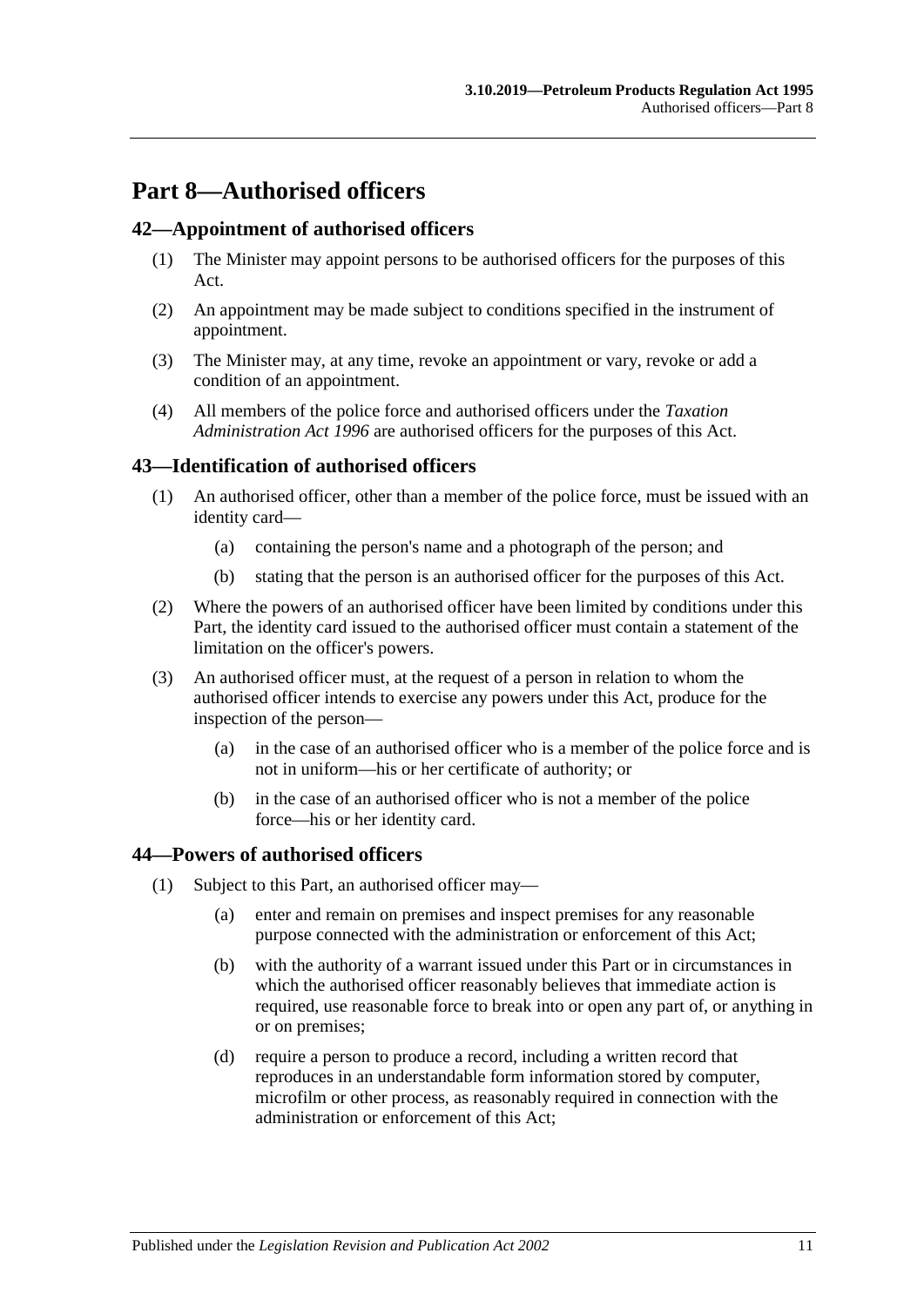# Part 8—Authorised officers

## 42—Appointment of authorised officers

(1) The Minister may appoint persons to be authorised officers for the purposes of this Act.

(2) An appointment may be made subject to conditions specified in the instrument of appointment.

(3) The Minister may, at any time, revoke an appointment or vary, revoke or add a condition of an appointment.

(4) All members of the police force and authorised officers under the *Taxation Administration Act 1996* are authorised officers for the purposes of this Act.

## 43—Identification of authorised officers

(1) An authorised officer, other than a member of the police force, must be issued with an identity card—

(a) containing the person's name and a photograph of the person; and

(b) stating that the person is an authorised officer for the purposes of this Act.

(2) Where the powers of an authorised officer have been limited by conditions under this Part, the identity card issued to the authorised officer must contain a statement of the limitation on the officer's powers.

(3) An authorised officer must, at the request of a person in relation to whom the authorised officer intends to exercise any powers under this Act, produce for the inspection of the person—

(a) in the case of an authorised officer who is a member of the police force and is not in uniform—his or her certificate of authority; or

(b) in the case of an authorised officer who is not a member of the police force—his or her identity card.

## 44—Powers of authorised officers

(1) Subject to this Part, an authorised officer may—

(a) enter and remain on premises and inspect premises for any reasonable purpose connected with the administration or enforcement of this Act;

(b) with the authority of a warrant issued under this Part or in circumstances in which the authorised officer reasonably believes that immediate action is required, use reasonable force to break into or open any part of, or anything in or on premises;

(d) require a person to produce a record, including a written record that reproduces in an understandable form information stored by computer, microfilm or other process, as reasonably required in connection with the administration or enforcement of this Act;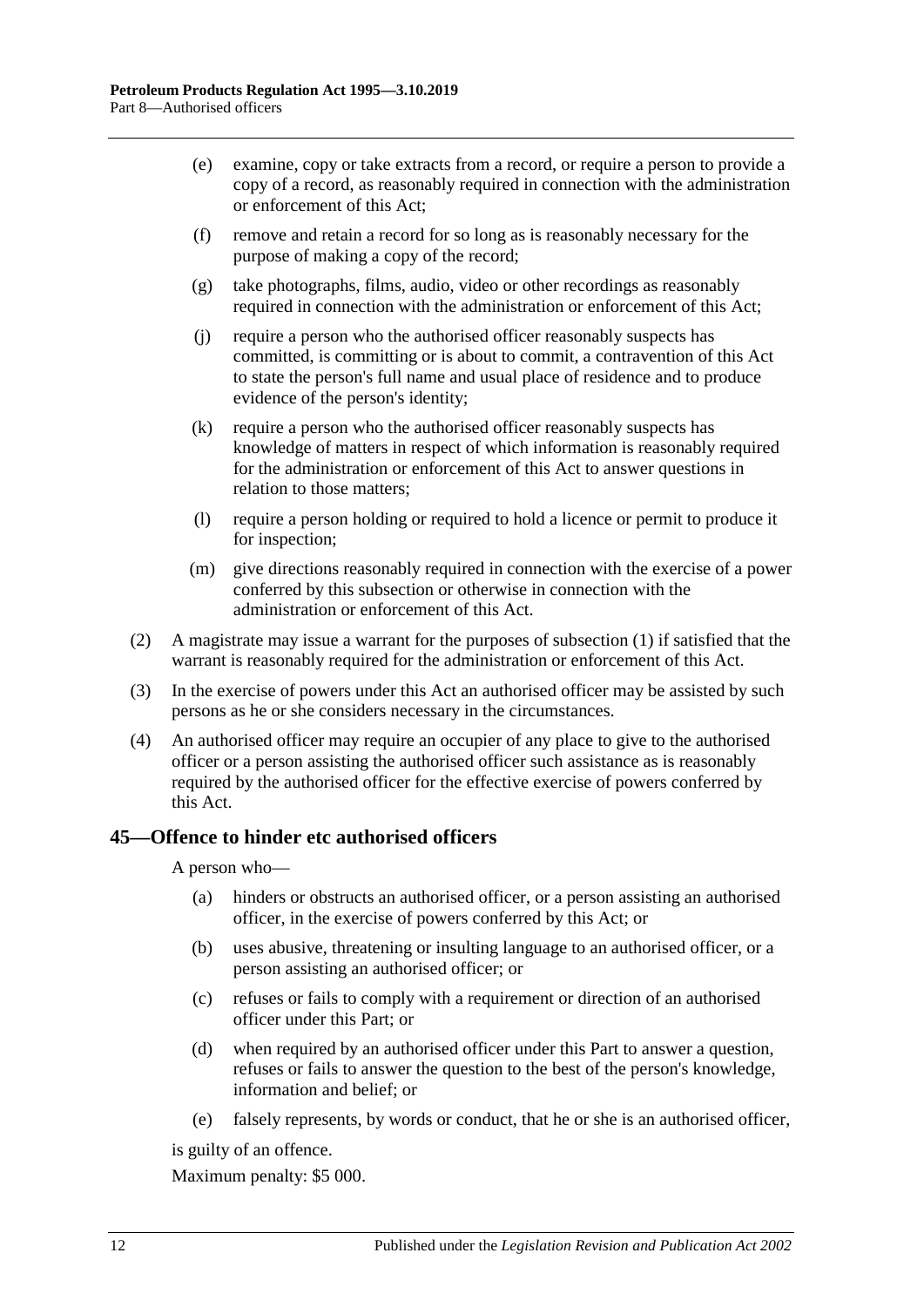(e) examine, copy or take extracts from a record, or require a person to provide a copy of a record, as reasonably required in connection with the administration or enforcement of this Act;

(f) remove and retain a record for so long as is reasonably necessary for the purpose of making a copy of the record;

(g) take photographs, films, audio, video or other recordings as reasonably required in connection with the administration or enforcement of this Act;

(j) require a person who the authorised officer reasonably suspects has committed, is committing or is about to commit, a contravention of this Act to state the person's full name and usual place of residence and to produce evidence of the person's identity;

(k) require a person who the authorised officer reasonably suspects has knowledge of matters in respect of which information is reasonably required for the administration or enforcement of this Act to answer questions in relation to those matters;

(l) require a person holding or required to hold a licence or permit to produce it for inspection;

(m) give directions reasonably required in connection with the exercise of a power conferred by this subsection or otherwise in connection with the administration or enforcement of this Act.

(2) A magistrate may issue a warrant for the purposes of subsection (1) if satisfied that the warrant is reasonably required for the administration or enforcement of this Act.

(3) In the exercise of powers under this Act an authorised officer may be assisted by such persons as he or she considers necessary in the circumstances.

(4) An authorised officer may require an occupier of any place to give to the authorised officer or a person assisting the authorised officer such assistance as is reasonably required by the authorised officer for the effective exercise of powers conferred by this Act.

## 45—Offence to hinder etc authorised officers

A person who—

(a) hinders or obstructs an authorised officer, or a person assisting an authorised officer, in the exercise of powers conferred by this Act; or

(b) uses abusive, threatening or insulting language to an authorised officer, or a person assisting an authorised officer; or

(c) refuses or fails to comply with a requirement or direction of an authorised officer under this Part; or

(d) when required by an authorised officer under this Part to answer a question, refuses or fails to answer the question to the best of the person's knowledge, information and belief; or

(e) falsely represents, by words or conduct, that he or she is an authorised officer,

is guilty of an offence.

Maximum penalty: $5 000.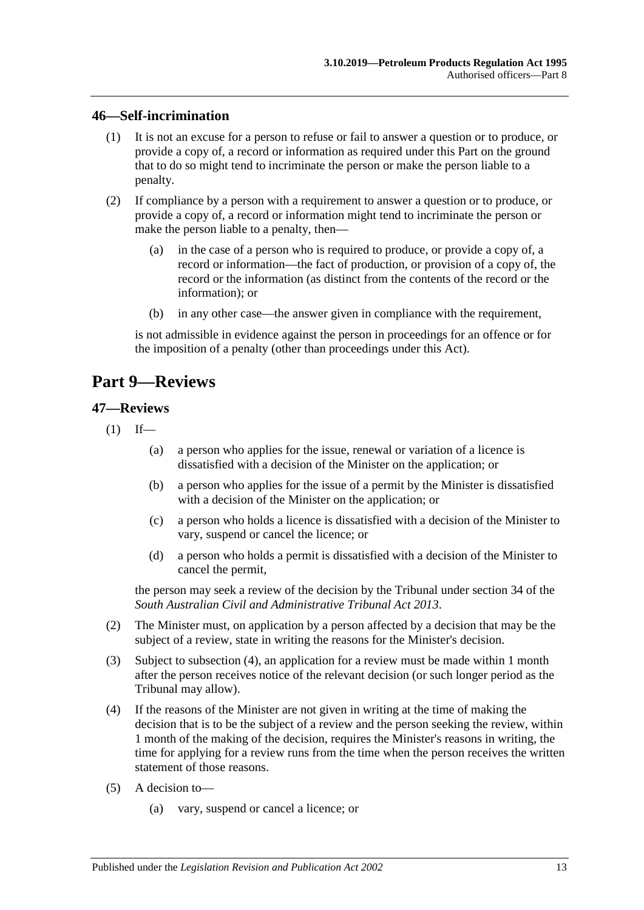## 46—Self-incrimination

(1) It is not an excuse for a person to refuse or fail to answer a question or to produce, or provide a copy of, a record or information as required under this Part on the ground that to do so might tend to incriminate the person or make the person liable to a penalty.

(2) If compliance by a person with a requirement to answer a question or to produce, or provide a copy of, a record or information might tend to incriminate the person or make the person liable to a penalty, then—

(a) in the case of a person who is required to produce, or provide a copy of, a record or information—the fact of production, or provision of a copy of, the record or the information (as distinct from the contents of the record or the information); or

(b) in any other case—the answer given in compliance with the requirement,

is not admissible in evidence against the person in proceedings for an offence or for the imposition of a penalty (other than proceedings under this Act).

# Part 9—Reviews

## 47—Reviews

(1) If—

(a) a person who applies for the issue, renewal or variation of a licence is dissatisfied with a decision of the Minister on the application; or

(b) a person who applies for the issue of a permit by the Minister is dissatisfied with a decision of the Minister on the application; or

(c) a person who holds a licence is dissatisfied with a decision of the Minister to vary, suspend or cancel the licence; or

(d) a person who holds a permit is dissatisfied with a decision of the Minister to cancel the permit,

the person may seek a review of the decision by the Tribunal under section 34 of the *South Australian Civil and Administrative Tribunal Act 2013*.

(2) The Minister must, on application by a person affected by a decision that may be the subject of a review, state in writing the reasons for the Minister's decision.

(3) Subject to subsection (4), an application for a review must be made within 1 month after the person receives notice of the relevant decision (or such longer period as the Tribunal may allow).

(4) If the reasons of the Minister are not given in writing at the time of making the decision that is to be the subject of a review and the person seeking the review, within 1 month of the making of the decision, requires the Minister's reasons in writing, the time for applying for a review runs from the time when the person receives the written statement of those reasons.

(5) A decision to—

(a) vary, suspend or cancel a licence; or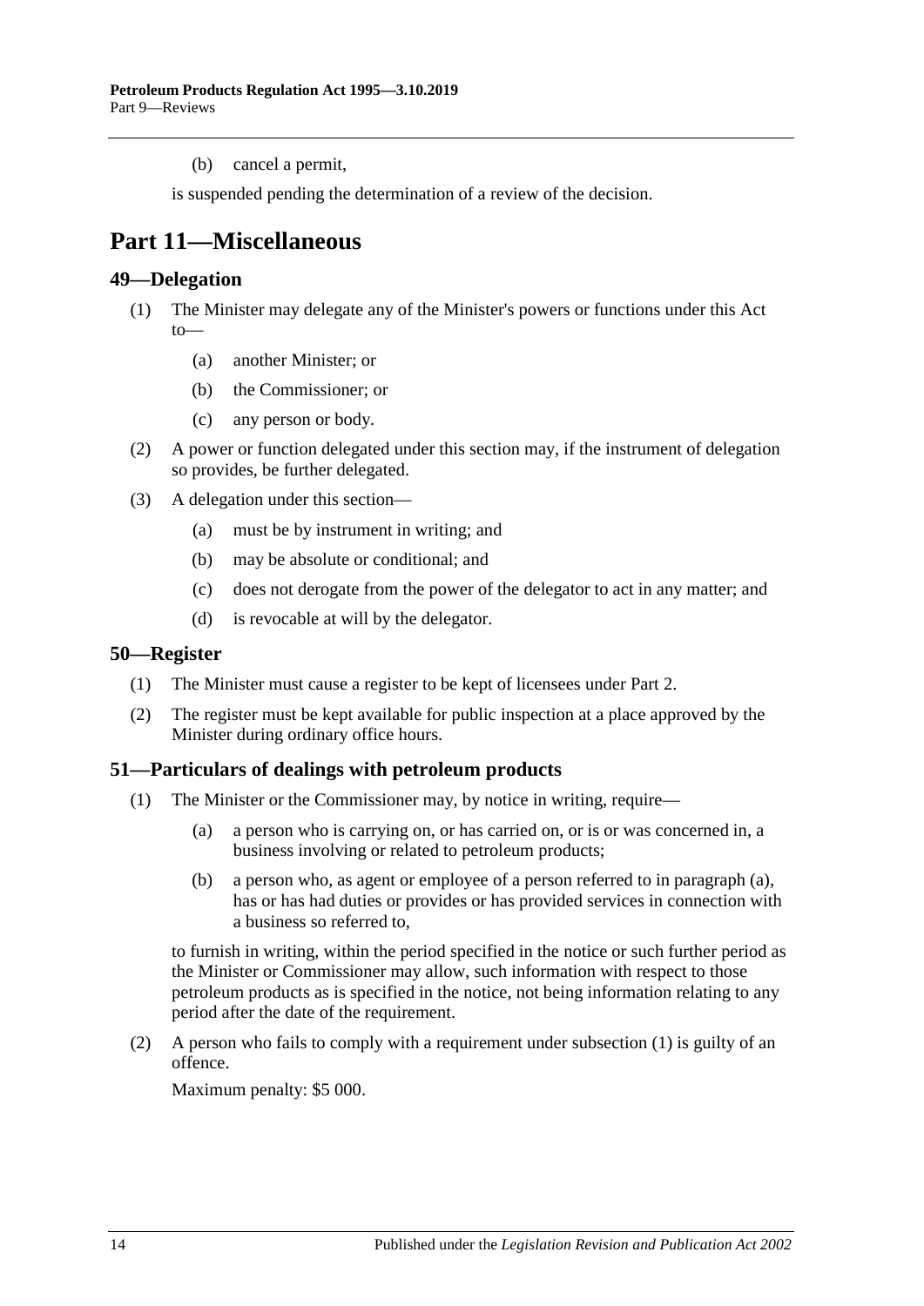(b) cancel a permit,

is suspended pending the determination of a review of the decision.

# Part 11—Miscellaneous

## 49—Delegation

(1) The Minister may delegate any of the Minister's powers or functions under this Act to—

(a) another Minister; or

(b) the Commissioner; or

(c) any person or body.

(2) A power or function delegated under this section may, if the instrument of delegation so provides, be further delegated.

(3) A delegation under this section—

(a) must be by instrument in writing; and

(b) may be absolute or conditional; and

(c) does not derogate from the power of the delegator to act in any matter; and

(d) is revocable at will by the delegator.

## 50—Register

(1) The Minister must cause a register to be kept of licensees under Part 2.

(2) The register must be kept available for public inspection at a place approved by the Minister during ordinary office hours.

## 51—Particulars of dealings with petroleum products

(1) The Minister or the Commissioner may, by notice in writing, require—

(a) a person who is carrying on, or has carried on, or is or was concerned in, a business involving or related to petroleum products;

(b) a person who, as agent or employee of a person referred to in paragraph (a), has or has had duties or provides or has provided services in connection with a business so referred to,

to furnish in writing, within the period specified in the notice or such further period as the Minister or Commissioner may allow, such information with respect to those petroleum products as is specified in the notice, not being information relating to any period after the date of the requirement.

(2) A person who fails to comply with a requirement under subsection (1) is guilty of an offence.

Maximum penalty: $5 000.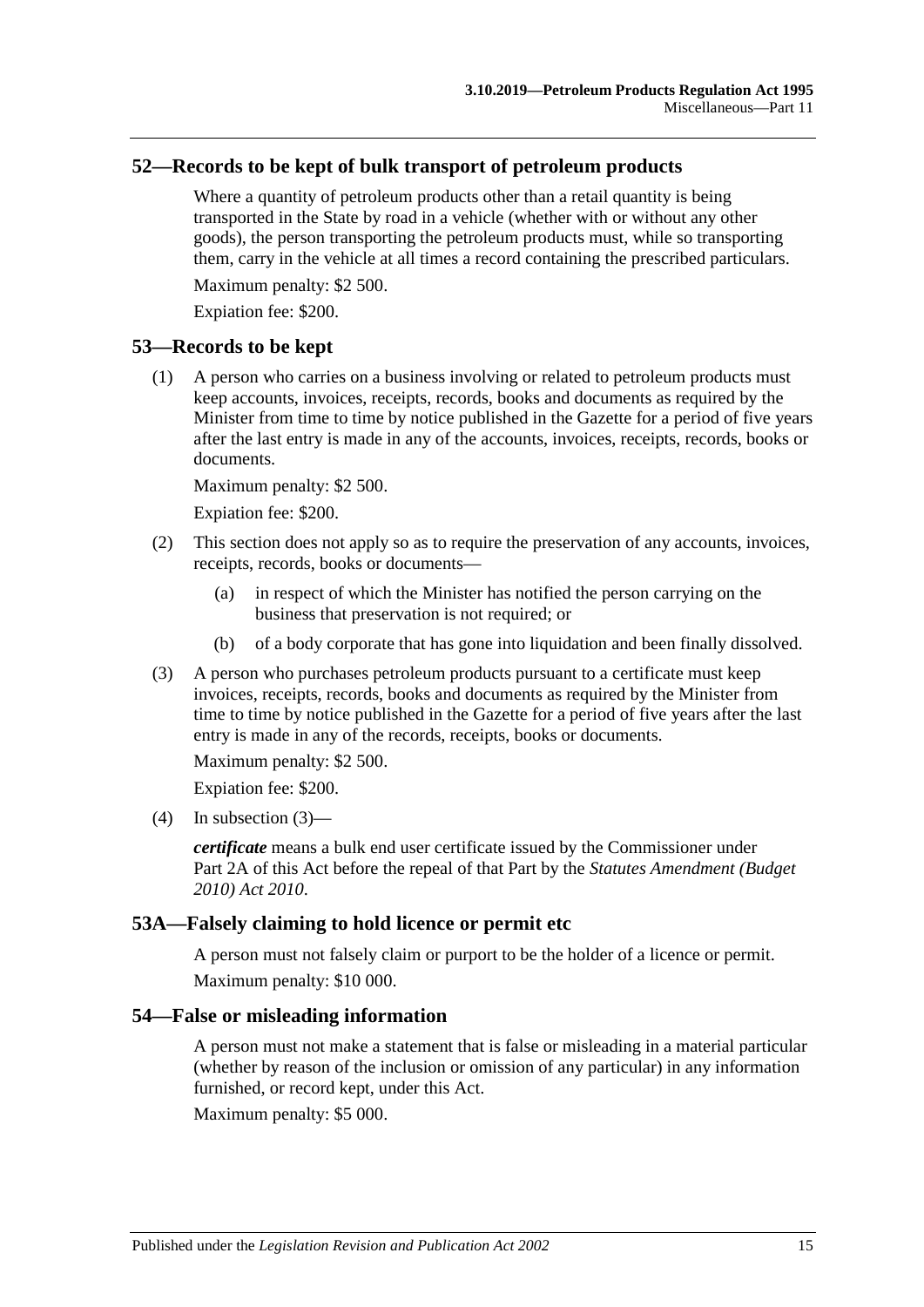## 52—Records to be kept of bulk transport of petroleum products

Where a quantity of petroleum products other than a retail quantity is being transported in the State by road in a vehicle (whether with or without any other goods), the person transporting the petroleum products must, while so transporting them, carry in the vehicle at all times a record containing the prescribed particulars.

Maximum penalty: $2 500.

Expiation fee: $200.

## 53—Records to be kept

(1) A person who carries on a business involving or related to petroleum products must keep accounts, invoices, receipts, records, books and documents as required by the Minister from time to time by notice published in the Gazette for a period of five years after the last entry is made in any of the accounts, invoices, receipts, records, books or documents.

Maximum penalty: $2 500.

Expiation fee: $200.

(2) This section does not apply so as to require the preservation of any accounts, invoices, receipts, records, books or documents—

- (a) in respect of which the Minister has notified the person carrying on the business that preservation is not required; or
- (b) of a body corporate that has gone into liquidation and been finally dissolved.

(3) A person who purchases petroleum products pursuant to a certificate must keep invoices, receipts, records, books and documents as required by the Minister from time to time by notice published in the Gazette for a period of five years after the last entry is made in any of the records, receipts, books or documents.

Maximum penalty: $2 500.

Expiation fee: $200.

(4) In subsection (3)—

***certificate*** means a bulk end user certificate issued by the Commissioner under Part 2A of this Act before the repeal of that Part by the *Statutes Amendment (Budget 2010) Act 2010*.

## 53A—Falsely claiming to hold licence or permit etc

A person must not falsely claim or purport to be the holder of a licence or permit.

Maximum penalty: $10 000.

## 54—False or misleading information

A person must not make a statement that is false or misleading in a material particular (whether by reason of the inclusion or omission of any particular) in any information furnished, or record kept, under this Act.

Maximum penalty: $5 000.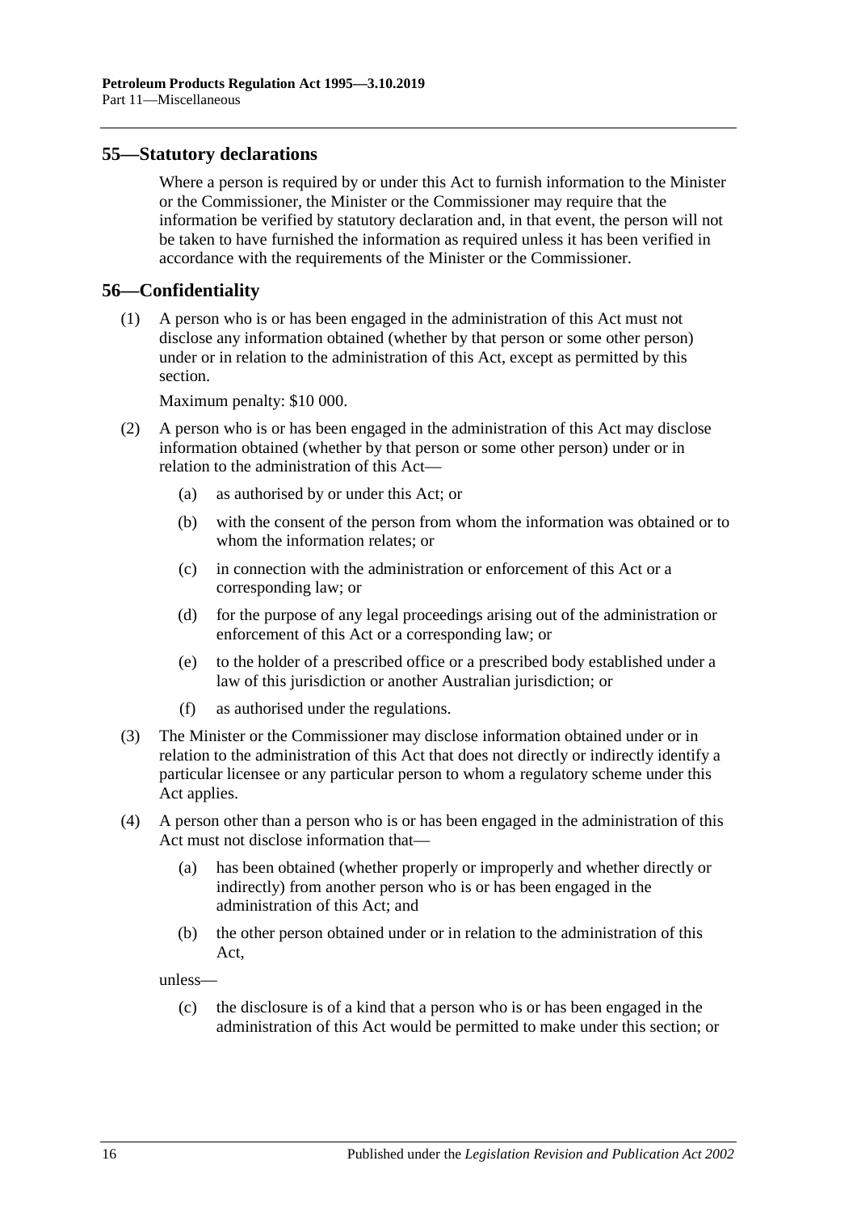## 55—Statutory declarations

Where a person is required by or under this Act to furnish information to the Minister or the Commissioner, the Minister or the Commissioner may require that the information be verified by statutory declaration and, in that event, the person will not be taken to have furnished the information as required unless it has been verified in accordance with the requirements of the Minister or the Commissioner.

## 56—Confidentiality

(1) A person who is or has been engaged in the administration of this Act must not disclose any information obtained (whether by that person or some other person) under or in relation to the administration of this Act, except as permitted by this section.

Maximum penalty: $10 000.

(2) A person who is or has been engaged in the administration of this Act may disclose information obtained (whether by that person or some other person) under or in relation to the administration of this Act—

- (a) as authorised by or under this Act; or
- (b) with the consent of the person from whom the information was obtained or to whom the information relates; or
- (c) in connection with the administration or enforcement of this Act or a corresponding law; or
- (d) for the purpose of any legal proceedings arising out of the administration or enforcement of this Act or a corresponding law; or
- (e) to the holder of a prescribed office or a prescribed body established under a law of this jurisdiction or another Australian jurisdiction; or
- (f) as authorised under the regulations.

(3) The Minister or the Commissioner may disclose information obtained under or in relation to the administration of this Act that does not directly or indirectly identify a particular licensee or any particular person to whom a regulatory scheme under this Act applies.

(4) A person other than a person who is or has been engaged in the administration of this Act must not disclose information that—

- (a) has been obtained (whether properly or improperly and whether directly or indirectly) from another person who is or has been engaged in the administration of this Act; and
- (b) the other person obtained under or in relation to the administration of this Act,

unless—

- (c) the disclosure is of a kind that a person who is or has been engaged in the administration of this Act would be permitted to make under this section; or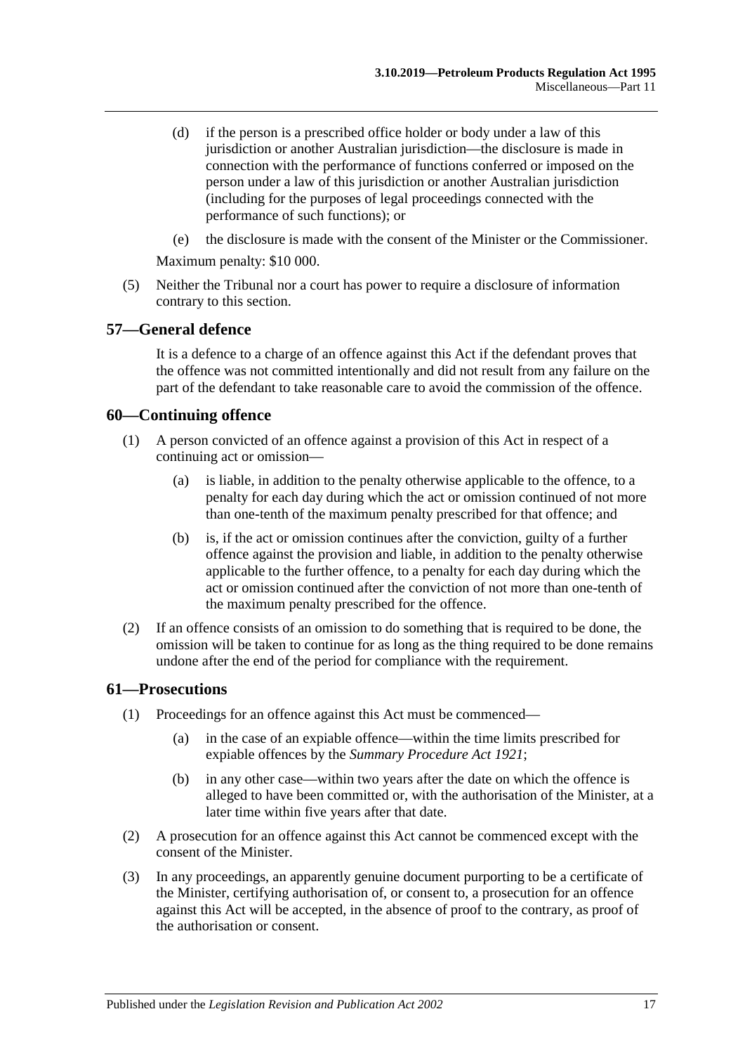(d) if the person is a prescribed office holder or body under a law of this jurisdiction or another Australian jurisdiction—the disclosure is made in connection with the performance of functions conferred or imposed on the person under a law of this jurisdiction or another Australian jurisdiction (including for the purposes of legal proceedings connected with the performance of such functions); or

(e) the disclosure is made with the consent of the Minister or the Commissioner.

Maximum penalty: $10 000.

(5) Neither the Tribunal nor a court has power to require a disclosure of information contrary to this section.

## 57—General defence

It is a defence to a charge of an offence against this Act if the defendant proves that the offence was not committed intentionally and did not result from any failure on the part of the defendant to take reasonable care to avoid the commission of the offence.

## 60—Continuing offence

(1) A person convicted of an offence against a provision of this Act in respect of a continuing act or omission—

(a) is liable, in addition to the penalty otherwise applicable to the offence, to a penalty for each day during which the act or omission continued of not more than one-tenth of the maximum penalty prescribed for that offence; and

(b) is, if the act or omission continues after the conviction, guilty of a further offence against the provision and liable, in addition to the penalty otherwise applicable to the further offence, to a penalty for each day during which the act or omission continued after the conviction of not more than one-tenth of the maximum penalty prescribed for the offence.

(2) If an offence consists of an omission to do something that is required to be done, the omission will be taken to continue for as long as the thing required to be done remains undone after the end of the period for compliance with the requirement.

## 61—Prosecutions

(1) Proceedings for an offence against this Act must be commenced—

(a) in the case of an expiable offence—within the time limits prescribed for expiable offences by the *Summary Procedure Act 1921*;

(b) in any other case—within two years after the date on which the offence is alleged to have been committed or, with the authorisation of the Minister, at a later time within five years after that date.

(2) A prosecution for an offence against this Act cannot be commenced except with the consent of the Minister.

(3) In any proceedings, an apparently genuine document purporting to be a certificate of the Minister, certifying authorisation of, or consent to, a prosecution for an offence against this Act will be accepted, in the absence of proof to the contrary, as proof of the authorisation or consent.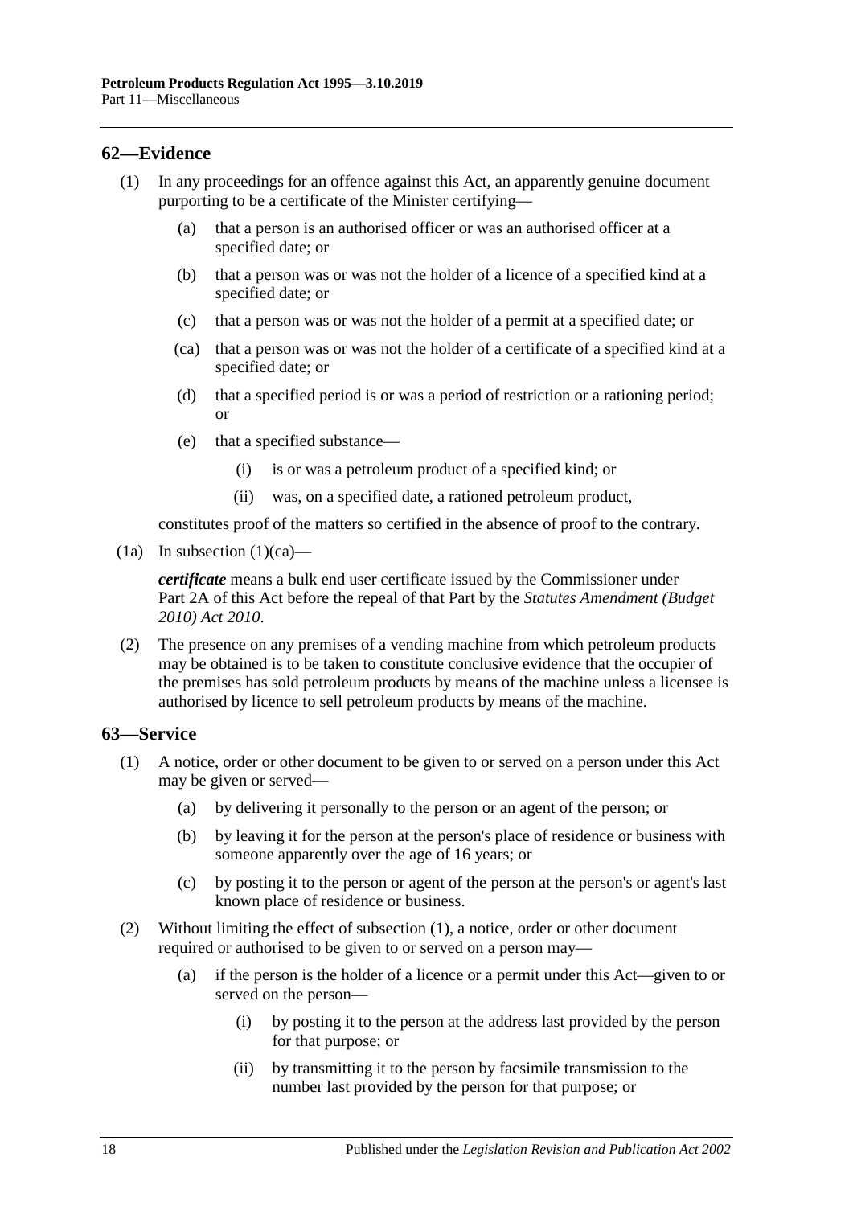## 62—Evidence

(1) In any proceedings for an offence against this Act, an apparently genuine document purporting to be a certificate of the Minister certifying—

(a) that a person is an authorised officer or was an authorised officer at a specified date; or

(b) that a person was or was not the holder of a licence of a specified kind at a specified date; or

(c) that a person was or was not the holder of a permit at a specified date; or

(ca) that a person was or was not the holder of a certificate of a specified kind at a specified date; or

(d) that a specified period is or was a period of restriction or a rationing period; or

(e) that a specified substance—

(i) is or was a petroleum product of a specified kind; or

(ii) was, on a specified date, a rationed petroleum product,

constitutes proof of the matters so certified in the absence of proof to the contrary.

(1a) In subsection (1)(ca)—

***certificate*** means a bulk end user certificate issued by the Commissioner under Part 2A of this Act before the repeal of that Part by the *Statutes Amendment (Budget 2010) Act 2010*.

(2) The presence on any premises of a vending machine from which petroleum products may be obtained is to be taken to constitute conclusive evidence that the occupier of the premises has sold petroleum products by means of the machine unless a licensee is authorised by licence to sell petroleum products by means of the machine.

## 63—Service

(1) A notice, order or other document to be given to or served on a person under this Act may be given or served—

(a) by delivering it personally to the person or an agent of the person; or

(b) by leaving it for the person at the person's place of residence or business with someone apparently over the age of 16 years; or

(c) by posting it to the person or agent of the person at the person's or agent's last known place of residence or business.

(2) Without limiting the effect of subsection (1), a notice, order or other document required or authorised to be given to or served on a person may—

(a) if the person is the holder of a licence or a permit under this Act—given to or served on the person—

(i) by posting it to the person at the address last provided by the person for that purpose; or

(ii) by transmitting it to the person by facsimile transmission to the number last provided by the person for that purpose; or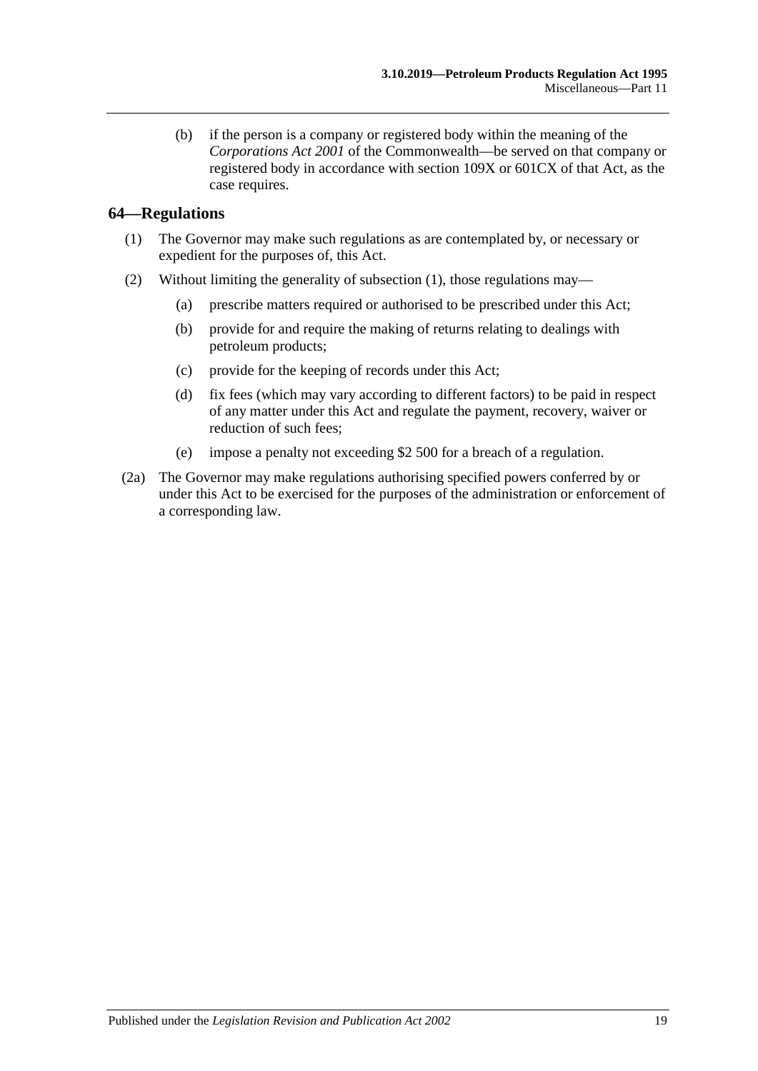(b) if the person is a company or registered body within the meaning of the *Corporations Act 2001* of the Commonwealth—be served on that company or registered body in accordance with section 109X or 601CX of that Act, as the case requires.

## 64—Regulations

(1) The Governor may make such regulations as are contemplated by, or necessary or expedient for the purposes of, this Act.

(2) Without limiting the generality of subsection (1), those regulations may—

(a) prescribe matters required or authorised to be prescribed under this Act;

(b) provide for and require the making of returns relating to dealings with petroleum products;

(c) provide for the keeping of records under this Act;

(d) fix fees (which may vary according to different factors) to be paid in respect of any matter under this Act and regulate the payment, recovery, waiver or reduction of such fees;

(e) impose a penalty not exceeding $2 500 for a breach of a regulation.

(2a) The Governor may make regulations authorising specified powers conferred by or under this Act to be exercised for the purposes of the administration or enforcement of a corresponding law.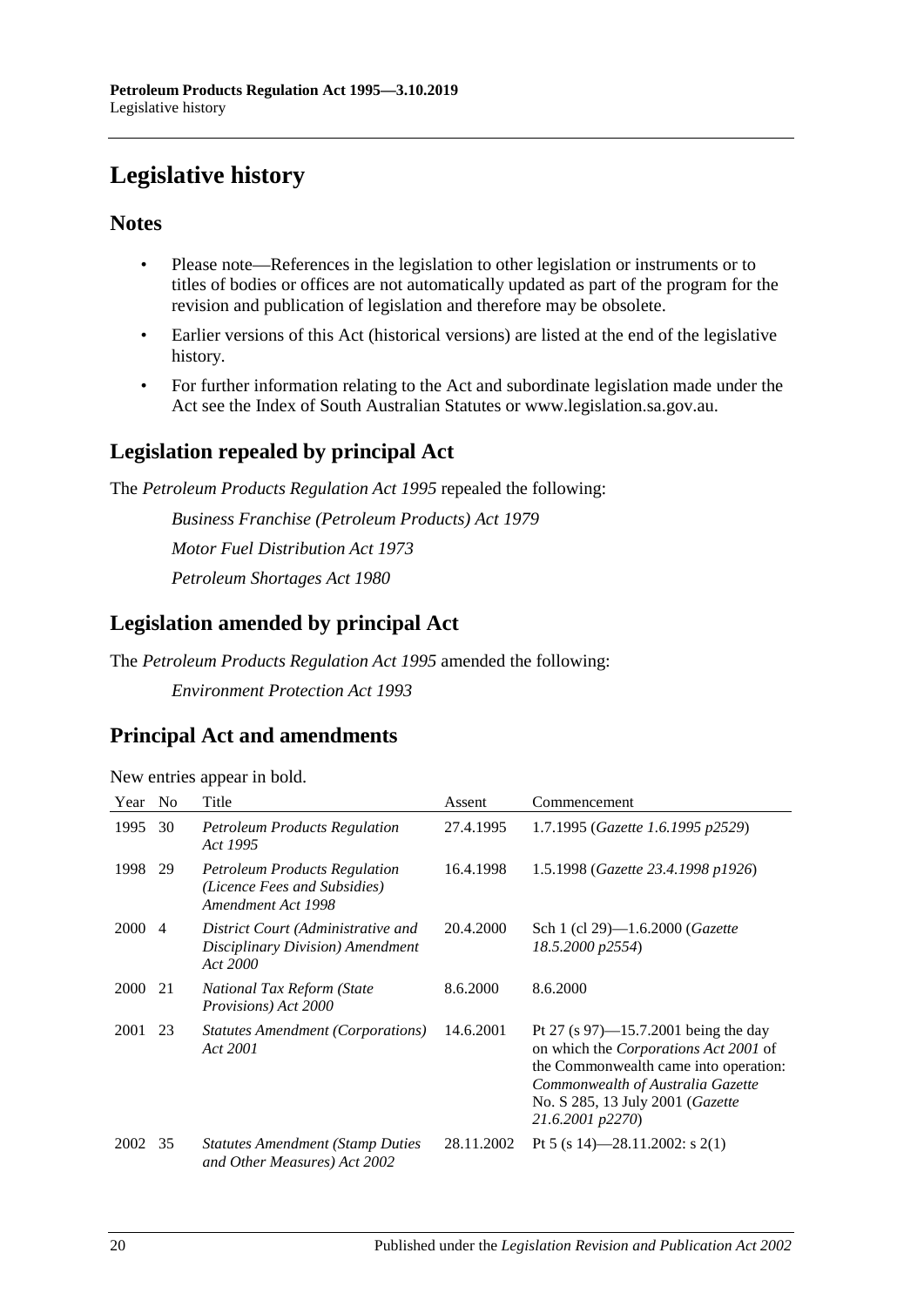# Legislative history

## Notes

- Please note—References in the legislation to other legislation or instruments or to titles of bodies or offices are not automatically updated as part of the program for the revision and publication of legislation and therefore may be obsolete.
- Earlier versions of this Act (historical versions) are listed at the end of the legislative history.
- For further information relating to the Act and subordinate legislation made under the Act see the Index of South Australian Statutes or www.legislation.sa.gov.au.

## Legislation repealed by principal Act

The *Petroleum Products Regulation Act 1995* repealed the following:

*Business Franchise (Petroleum Products) Act 1979*

*Motor Fuel Distribution Act 1973*

*Petroleum Shortages Act 1980*

## Legislation amended by principal Act

The *Petroleum Products Regulation Act 1995* amended the following:

*Environment Protection Act 1993*

## Principal Act and amendments

New entries appear in bold.

| Year | No | Title | Assent | Commencement |
|---|---|---|---|---|
| 1995 | 30 | *Petroleum Products Regulation Act 1995* | 27.4.1995 | 1.7.1995 (*Gazette 1.6.1995 p2529*) |
| 1998 | 29 | *Petroleum Products Regulation (Licence Fees and Subsidies) Amendment Act 1998* | 16.4.1998 | 1.5.1998 (*Gazette 23.4.1998 p1926*) |
| 2000 | 4 | *District Court (Administrative and Disciplinary Division) Amendment Act 2000* | 20.4.2000 | Sch 1 (cl 29)—1.6.2000 (*Gazette 18.5.2000 p2554*) |
| 2000 | 21 | *National Tax Reform (State Provisions) Act 2000* | 8.6.2000 | 8.6.2000 |
| 2001 | 23 | *Statutes Amendment (Corporations) Act 2001* | 14.6.2001 | Pt 27 (s 97)—15.7.2001 being the day on which the *Corporations Act 2001* of the Commonwealth came into operation: *Commonwealth of Australia Gazette* No. S 285, 13 July 2001 (*Gazette 21.6.2001 p2270*) |
| 2002 | 35 | *Statutes Amendment (Stamp Duties and Other Measures) Act 2002* | 28.11.2002 | Pt 5 (s 14)—28.11.2002: s 2(1) |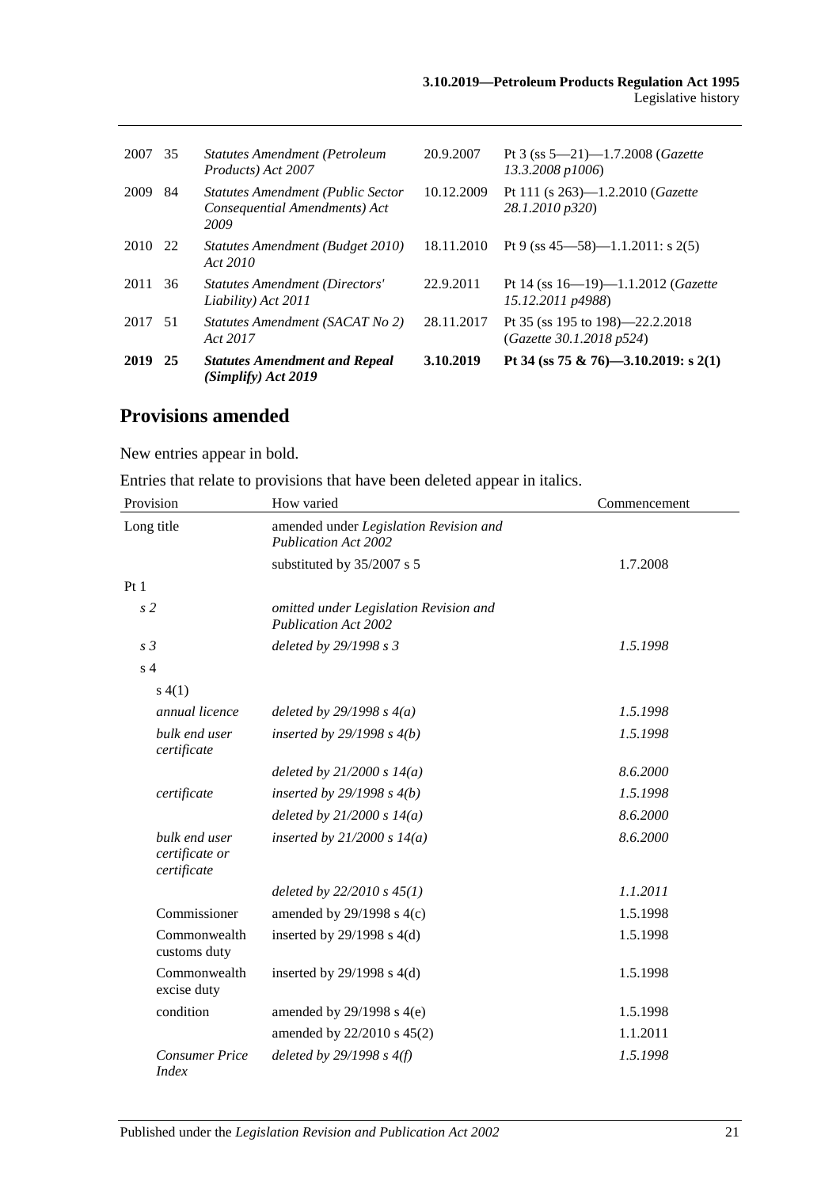| | | | | |
|---|---|---|---|---|
| 2007 | 35 | *Statutes Amendment (Petroleum Products) Act 2007* | 20.9.2007 | Pt 3 (ss 5—21)—1.7.2008 (*Gazette 13.3.2008 p1006*) |
| 2009 | 84 | *Statutes Amendment (Public Sector Consequential Amendments) Act 2009* | 10.12.2009 | Pt 111 (s 263)—1.2.2010 (*Gazette 28.1.2010 p320*) |
| 2010 | 22 | *Statutes Amendment (Budget 2010) Act 2010* | 18.11.2010 | Pt 9 (ss 45—58)—1.1.2011: s 2(5) |
| 2011 | 36 | *Statutes Amendment (Directors' Liability) Act 2011* | 22.9.2011 | Pt 14 (ss 16—19)—1.1.2012 (*Gazette 15.12.2011 p4988*) |
| 2017 | 51 | *Statutes Amendment (SACAT No 2) Act 2017* | 28.11.2017 | Pt 35 (ss 195 to 198)—22.2.2018 (*Gazette 30.1.2018 p524*) |
| **2019** | **25** | ***Statutes Amendment and Repeal (Simplify) Act 2019*** | **3.10.2019** | **Pt 34 (ss 75 & 76)—3.10.2019: s 2(1)** |

## Provisions amended

New entries appear in bold.

Entries that relate to provisions that have been deleted appear in italics.

| Provision | | How varied | Commencement |
|---|---|---|---|
| Long title | | amended under *Legislation Revision and Publication Act 2002* | |
| | | substituted by 35/2007 s 5 | 1.7.2008 |
| Pt 1 | | | |
| *s 2* | | *omitted under Legislation Revision and Publication Act 2002* | |
| *s 3* | | *deleted by 29/1998 s 3* | *1.5.1998* |
| s 4 | | | |
| s 4(1) | | | |
| | *annual licence* | *deleted by 29/1998 s 4(a)* | *1.5.1998* |
| | *bulk end user certificate* | *inserted by 29/1998 s 4(b)* | *1.5.1998* |
| | | *deleted by 21/2000 s 14(a)* | *8.6.2000* |
| | *certificate* | *inserted by 29/1998 s 4(b)* | *1.5.1998* |
| | | *deleted by 21/2000 s 14(a)* | *8.6.2000* |
| | *bulk end user certificate or certificate* | *inserted by 21/2000 s 14(a)* | *8.6.2000* |
| | | *deleted by 22/2010 s 45(1)* | *1.1.2011* |
| | Commissioner | amended by 29/1998 s 4(c) | 1.5.1998 |
| | Commonwealth customs duty | inserted by 29/1998 s 4(d) | 1.5.1998 |
| | Commonwealth excise duty | inserted by 29/1998 s 4(d) | 1.5.1998 |
| | condition | amended by 29/1998 s 4(e) | 1.5.1998 |
| | | amended by 22/2010 s 45(2) | 1.1.2011 |
| | *Consumer Price Index* | *deleted by 29/1998 s 4(f)* | *1.5.1998* |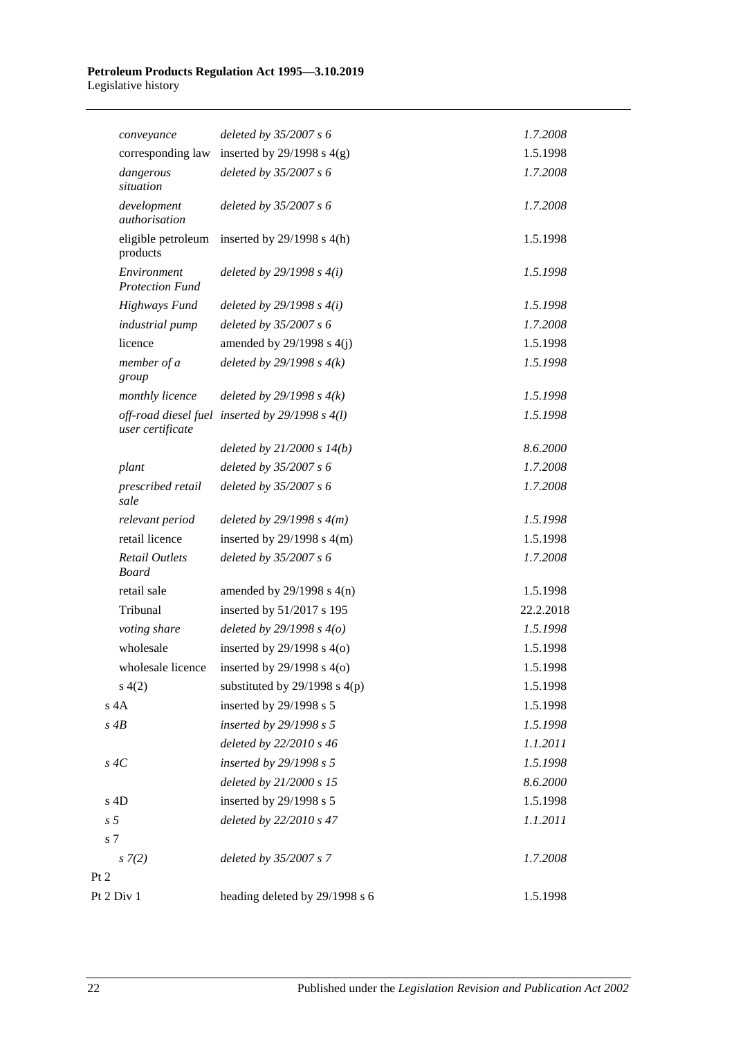| | | |
|---|---|---|
| *conveyance* | *deleted by 35/2007 s 6* | *1.7.2008* |
| corresponding law | inserted by 29/1998 s 4(g) | 1.5.1998 |
| *dangerous situation* | *deleted by 35/2007 s 6* | *1.7.2008* |
| *development authorisation* | *deleted by 35/2007 s 6* | *1.7.2008* |
| eligible petroleum products | inserted by 29/1998 s 4(h) | 1.5.1998 |
| *Environment Protection Fund* | *deleted by 29/1998 s 4(i)* | *1.5.1998* |
| *Highways Fund* | *deleted by 29/1998 s 4(i)* | *1.5.1998* |
| *industrial pump* | *deleted by 35/2007 s 6* | *1.7.2008* |
| licence | amended by 29/1998 s 4(j) | 1.5.1998 |
| *member of a group* | *deleted by 29/1998 s 4(k)* | *1.5.1998* |
| *monthly licence* | *deleted by 29/1998 s 4(k)* | *1.5.1998* |
| *off-road diesel fuel user certificate* | *inserted by 29/1998 s 4(l)* | *1.5.1998* |
| | *deleted by 21/2000 s 14(b)* | *8.6.2000* |
| *plant* | *deleted by 35/2007 s 6* | *1.7.2008* |
| *prescribed retail sale* | *deleted by 35/2007 s 6* | *1.7.2008* |
| *relevant period* | *deleted by 29/1998 s 4(m)* | *1.5.1998* |
| retail licence | inserted by 29/1998 s 4(m) | 1.5.1998 |
| *Retail Outlets Board* | *deleted by 35/2007 s 6* | *1.7.2008* |
| retail sale | amended by 29/1998 s 4(n) | 1.5.1998 |
| Tribunal | inserted by 51/2017 s 195 | 22.2.2018 |
| *voting share* | *deleted by 29/1998 s 4(o)* | *1.5.1998* |
| wholesale | inserted by 29/1998 s 4(o) | 1.5.1998 |
| wholesale licence | inserted by 29/1998 s 4(o) | 1.5.1998 |
| s 4(2) | substituted by 29/1998 s 4(p) | 1.5.1998 |
| s 4A | inserted by 29/1998 s 5 | 1.5.1998 |
| *s 4B* | *inserted by 29/1998 s 5* | *1.5.1998* |
| | *deleted by 22/2010 s 46* | *1.1.2011* |
| *s 4C* | *inserted by 29/1998 s 5* | *1.5.1998* |
| | *deleted by 21/2000 s 15* | *8.6.2000* |
| s 4D | inserted by 29/1998 s 5 | 1.5.1998 |
| *s 5* | *deleted by 22/2010 s 47* | *1.1.2011* |
| s 7 | | |
| *s 7(2)* | *deleted by 35/2007 s 7* | *1.7.2008* |
| Pt 2 | | |
| Pt 2 Div 1 | heading deleted by 29/1998 s 6 | 1.5.1998 |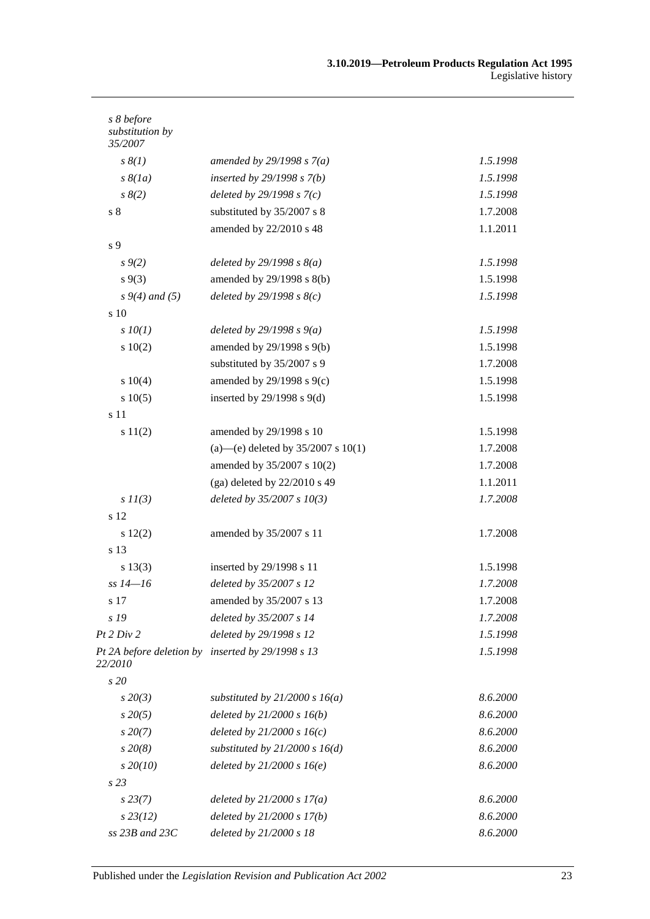| | | |
|---|---|---|
| *s 8 before substitution by 35/2007* | | |
| *s 8(1)* | *amended by 29/1998 s 7(a)* | *1.5.1998* |
| *s 8(1a)* | *inserted by 29/1998 s 7(b)* | *1.5.1998* |
| *s 8(2)* | *deleted by 29/1998 s 7(c)* | *1.5.1998* |
| s 8 | substituted by 35/2007 s 8 | 1.7.2008 |
| | amended by 22/2010 s 48 | 1.1.2011 |
| s 9 | | |
| *s 9(2)* | *deleted by 29/1998 s 8(a)* | *1.5.1998* |
| s 9(3) | amended by 29/1998 s 8(b) | 1.5.1998 |
| *s 9(4) and (5)* | *deleted by 29/1998 s 8(c)* | *1.5.1998* |
| s 10 | | |
| *s 10(1)* | *deleted by 29/1998 s 9(a)* | *1.5.1998* |
| s 10(2) | amended by 29/1998 s 9(b) | 1.5.1998 |
| | substituted by 35/2007 s 9 | 1.7.2008 |
| s 10(4) | amended by 29/1998 s 9(c) | 1.5.1998 |
| s 10(5) | inserted by 29/1998 s 9(d) | 1.5.1998 |
| s 11 | | |
| s 11(2) | amended by 29/1998 s 10 | 1.5.1998 |
| | (a)—(e) deleted by 35/2007 s 10(1) | 1.7.2008 |
| | amended by 35/2007 s 10(2) | 1.7.2008 |
| | (ga) deleted by 22/2010 s 49 | 1.1.2011 |
| *s 11(3)* | *deleted by 35/2007 s 10(3)* | *1.7.2008* |
| s 12 | | |
| s 12(2) | amended by 35/2007 s 11 | 1.7.2008 |
| s 13 | | |
| s 13(3) | inserted by 29/1998 s 11 | 1.5.1998 |
| *ss 14—16* | *deleted by 35/2007 s 12* | *1.7.2008* |
| s 17 | amended by 35/2007 s 13 | 1.7.2008 |
| *s 19* | *deleted by 35/2007 s 14* | *1.7.2008* |
| *Pt 2 Div 2* | *deleted by 29/1998 s 12* | *1.5.1998* |
| *Pt 2A before deletion by 22/2010* | *inserted by 29/1998 s 13* | *1.5.1998* |
| *s 20* | | |
| *s 20(3)* | *substituted by 21/2000 s 16(a)* | *8.6.2000* |
| *s 20(5)* | *deleted by 21/2000 s 16(b)* | *8.6.2000* |
| *s 20(7)* | *deleted by 21/2000 s 16(c)* | *8.6.2000* |
| *s 20(8)* | *substituted by 21/2000 s 16(d)* | *8.6.2000* |
| *s 20(10)* | *deleted by 21/2000 s 16(e)* | *8.6.2000* |
| *s 23* | | |
| *s 23(7)* | *deleted by 21/2000 s 17(a)* | *8.6.2000* |
| *s 23(12)* | *deleted by 21/2000 s 17(b)* | *8.6.2000* |
| *ss 23B and 23C* | *deleted by 21/2000 s 18* | *8.6.2000* |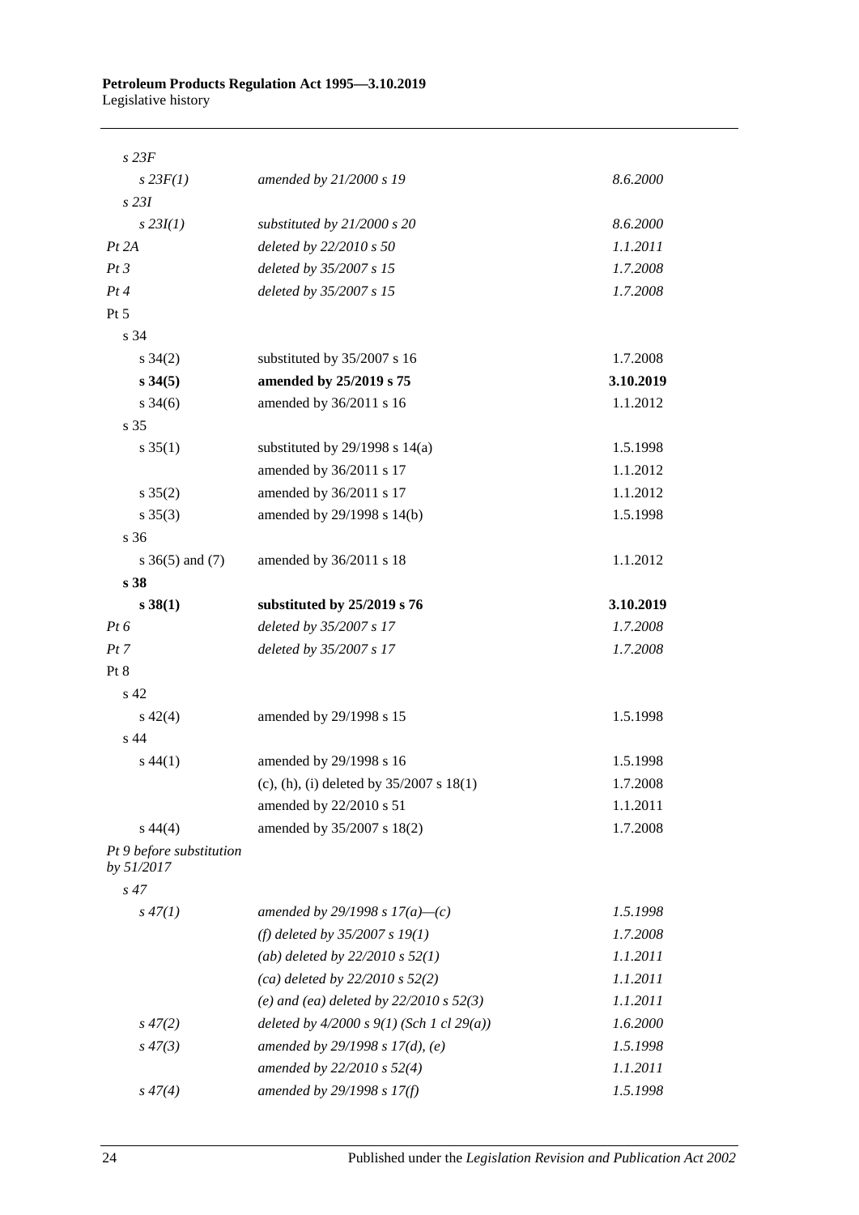| | | |
|---|---|---|
| *s 23F* | | |
| *s 23F(1)* | *amended by 21/2000 s 19* | *8.6.2000* |
| *s 23I* | | |
| *s 23I(1)* | *substituted by 21/2000 s 20* | *8.6.2000* |
| *Pt 2A* | *deleted by 22/2010 s 50* | *1.1.2011* |
| *Pt 3* | *deleted by 35/2007 s 15* | *1.7.2008* |
| *Pt 4* | *deleted by 35/2007 s 15* | *1.7.2008* |
| Pt 5 | | |
| s 34 | | |
| s 34(2) | substituted by 35/2007 s 16 | 1.7.2008 |
| **s 34(5)** | **amended by 25/2019 s 75** | **3.10.2019** |
| s 34(6) | amended by 36/2011 s 16 | 1.1.2012 |
| s 35 | | |
| s 35(1) | substituted by 29/1998 s 14(a) | 1.5.1998 |
| | amended by 36/2011 s 17 | 1.1.2012 |
| s 35(2) | amended by 36/2011 s 17 | 1.1.2012 |
| s 35(3) | amended by 29/1998 s 14(b) | 1.5.1998 |
| s 36 | | |
| s 36(5) and (7) | amended by 36/2011 s 18 | 1.1.2012 |
| **s 38** | | |
| **s 38(1)** | **substituted by 25/2019 s 76** | **3.10.2019** |
| *Pt 6* | *deleted by 35/2007 s 17* | *1.7.2008* |
| *Pt 7* | *deleted by 35/2007 s 17* | *1.7.2008* |
| Pt 8 | | |
| s 42 | | |
| s 42(4) | amended by 29/1998 s 15 | 1.5.1998 |
| s 44 | | |
| s 44(1) | amended by 29/1998 s 16 | 1.5.1998 |
| | (c), (h), (i) deleted by 35/2007 s 18(1) | 1.7.2008 |
| | amended by 22/2010 s 51 | 1.1.2011 |
| s 44(4) | amended by 35/2007 s 18(2) | 1.7.2008 |
| *Pt 9 before substitution by 51/2017* | | |
| *s 47* | | |
| *s 47(1)* | *amended by 29/1998 s 17(a)—(c)* | *1.5.1998* |
| | *(f) deleted by 35/2007 s 19(1)* | *1.7.2008* |
| | *(ab) deleted by 22/2010 s 52(1)* | *1.1.2011* |
| | *(ca) deleted by 22/2010 s 52(2)* | *1.1.2011* |
| | *(e) and (ea) deleted by 22/2010 s 52(3)* | *1.1.2011* |
| *s 47(2)* | *deleted by 4/2000 s 9(1) (Sch 1 cl 29(a))* | *1.6.2000* |
| *s 47(3)* | *amended by 29/1998 s 17(d), (e)* | *1.5.1998* |
| | *amended by 22/2010 s 52(4)* | *1.1.2011* |
| *s 47(4)* | *amended by 29/1998 s 17(f)* | *1.5.1998* |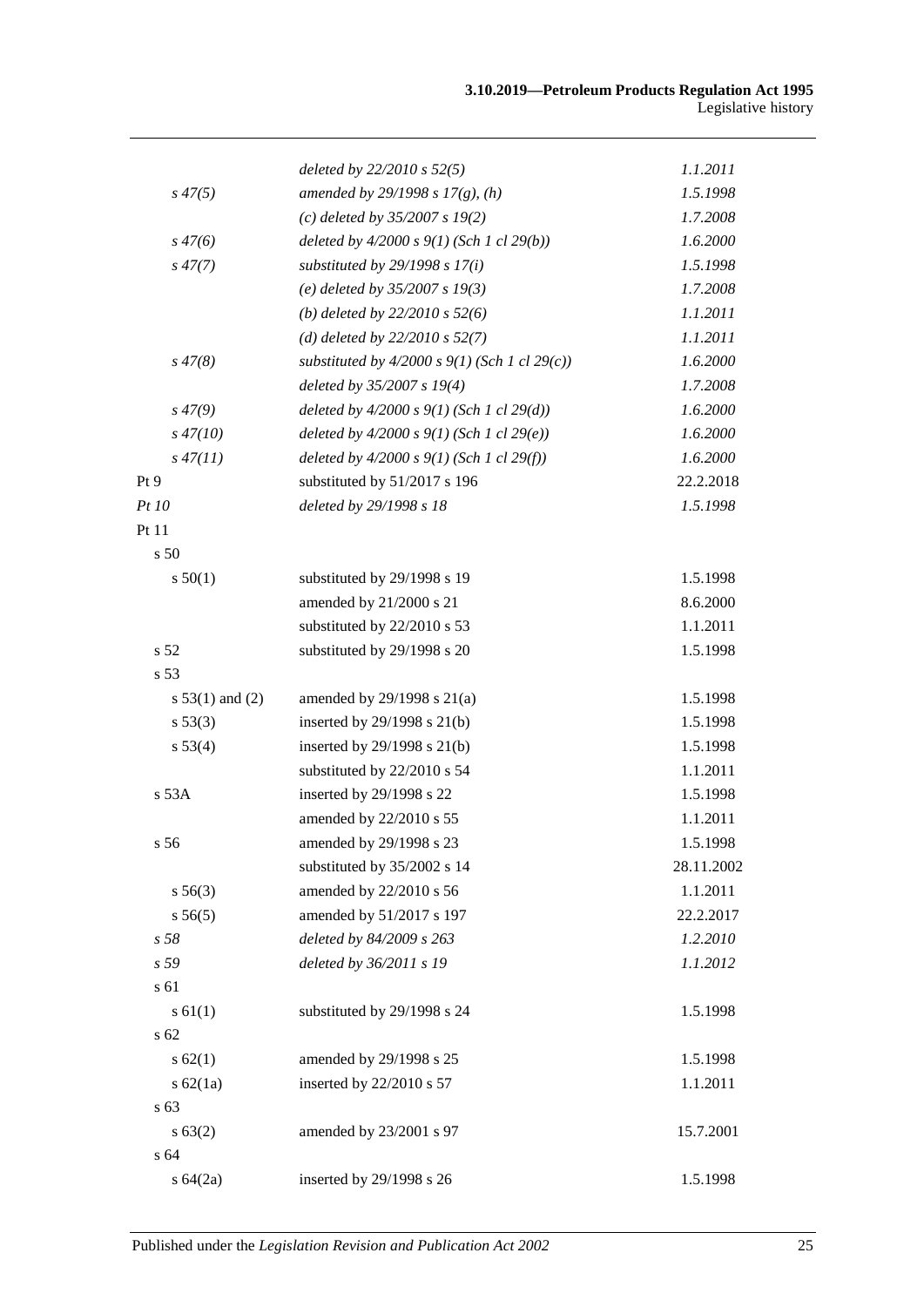| | | |
|---|---|---|
| | *deleted by 22/2010 s 52(5)* | *1.1.2011* |
| *s 47(5)* | *amended by 29/1998 s 17(g), (h)* | *1.5.1998* |
| | *(c) deleted by 35/2007 s 19(2)* | *1.7.2008* |
| *s 47(6)* | *deleted by 4/2000 s 9(1) (Sch 1 cl 29(b))* | *1.6.2000* |
| *s 47(7)* | *substituted by 29/1998 s 17(i)* | *1.5.1998* |
| | *(e) deleted by 35/2007 s 19(3)* | *1.7.2008* |
| | *(b) deleted by 22/2010 s 52(6)* | *1.1.2011* |
| | *(d) deleted by 22/2010 s 52(7)* | *1.1.2011* |
| *s 47(8)* | *substituted by 4/2000 s 9(1) (Sch 1 cl 29(c))* | *1.6.2000* |
| | *deleted by 35/2007 s 19(4)* | *1.7.2008* |
| *s 47(9)* | *deleted by 4/2000 s 9(1) (Sch 1 cl 29(d))* | *1.6.2000* |
| *s 47(10)* | *deleted by 4/2000 s 9(1) (Sch 1 cl 29(e))* | *1.6.2000* |
| *s 47(11)* | *deleted by 4/2000 s 9(1) (Sch 1 cl 29(f))* | *1.6.2000* |
| Pt 9 | substituted by 51/2017 s 196 | 22.2.2018 |
| *Pt 10* | *deleted by 29/1998 s 18* | *1.5.1998* |
| Pt 11 | | |
| s 50 | | |
| s 50(1) | substituted by 29/1998 s 19 | 1.5.1998 |
| | amended by 21/2000 s 21 | 8.6.2000 |
| | substituted by 22/2010 s 53 | 1.1.2011 |
| s 52 | substituted by 29/1998 s 20 | 1.5.1998 |
| s 53 | | |
| s 53(1) and (2) | amended by 29/1998 s 21(a) | 1.5.1998 |
| s 53(3) | inserted by 29/1998 s 21(b) | 1.5.1998 |
| s 53(4) | inserted by 29/1998 s 21(b) | 1.5.1998 |
| | substituted by 22/2010 s 54 | 1.1.2011 |
| s 53A | inserted by 29/1998 s 22 | 1.5.1998 |
| | amended by 22/2010 s 55 | 1.1.2011 |
| s 56 | amended by 29/1998 s 23 | 1.5.1998 |
| | substituted by 35/2002 s 14 | 28.11.2002 |
| s 56(3) | amended by 22/2010 s 56 | 1.1.2011 |
| s 56(5) | amended by 51/2017 s 197 | 22.2.2017 |
| *s 58* | *deleted by 84/2009 s 263* | *1.2.2010* |
| *s 59* | *deleted by 36/2011 s 19* | *1.1.2012* |
| s 61 | | |
| s 61(1) | substituted by 29/1998 s 24 | 1.5.1998 |
| s 62 | | |
| s 62(1) | amended by 29/1998 s 25 | 1.5.1998 |
| s 62(1a) | inserted by 22/2010 s 57 | 1.1.2011 |
| s 63 | | |
| s 63(2) | amended by 23/2001 s 97 | 15.7.2001 |
| s 64 | | |
| s 64(2a) | inserted by 29/1998 s 26 | 1.5.1998 |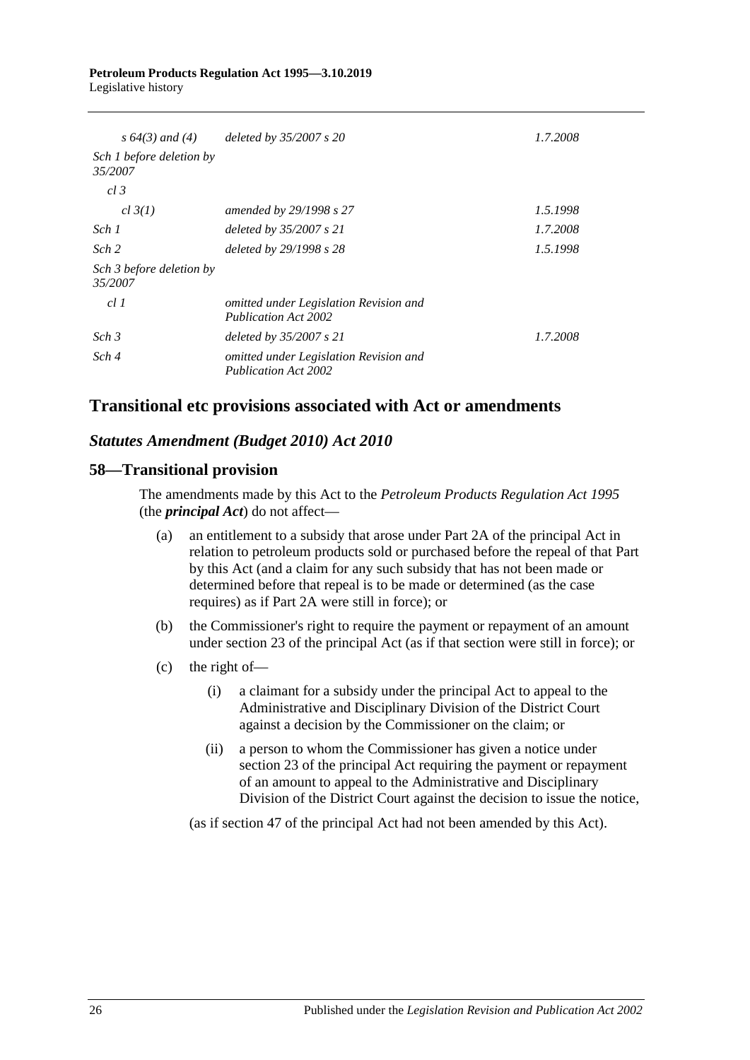| | | |
|---|---|---|
| *s 64(3) and (4)* | *deleted by 35/2007 s 20* | *1.7.2008* |
| *Sch 1 before deletion by 35/2007* | | |
| *cl 3* | | |
| *cl 3(1)* | *amended by 29/1998 s 27* | *1.5.1998* |
| *Sch 1* | *deleted by 35/2007 s 21* | *1.7.2008* |
| *Sch 2* | *deleted by 29/1998 s 28* | *1.5.1998* |
| *Sch 3 before deletion by 35/2007* | | |
| *cl 1* | *omitted under Legislation Revision and Publication Act 2002* | |
| *Sch 3* | *deleted by 35/2007 s 21* | *1.7.2008* |
| *Sch 4* | *omitted under Legislation Revision and Publication Act 2002* | |

## Transitional etc provisions associated with Act or amendments

### *Statutes Amendment (Budget 2010) Act 2010*

### 58—Transitional provision

The amendments made by this Act to the *Petroleum Products Regulation Act 1995* (the ***principal Act***) do not affect—

(a) an entitlement to a subsidy that arose under Part 2A of the principal Act in relation to petroleum products sold or purchased before the repeal of that Part by this Act (and a claim for any such subsidy that has not been made or determined before that repeal is to be made or determined (as the case requires) as if Part 2A were still in force); or

(b) the Commissioner's right to require the payment or repayment of an amount under section 23 of the principal Act (as if that section were still in force); or

(c) the right of—

(i) a claimant for a subsidy under the principal Act to appeal to the Administrative and Disciplinary Division of the District Court against a decision by the Commissioner on the claim; or

(ii) a person to whom the Commissioner has given a notice under section 23 of the principal Act requiring the payment or repayment of an amount to appeal to the Administrative and Disciplinary Division of the District Court against the decision to issue the notice,

(as if section 47 of the principal Act had not been amended by this Act).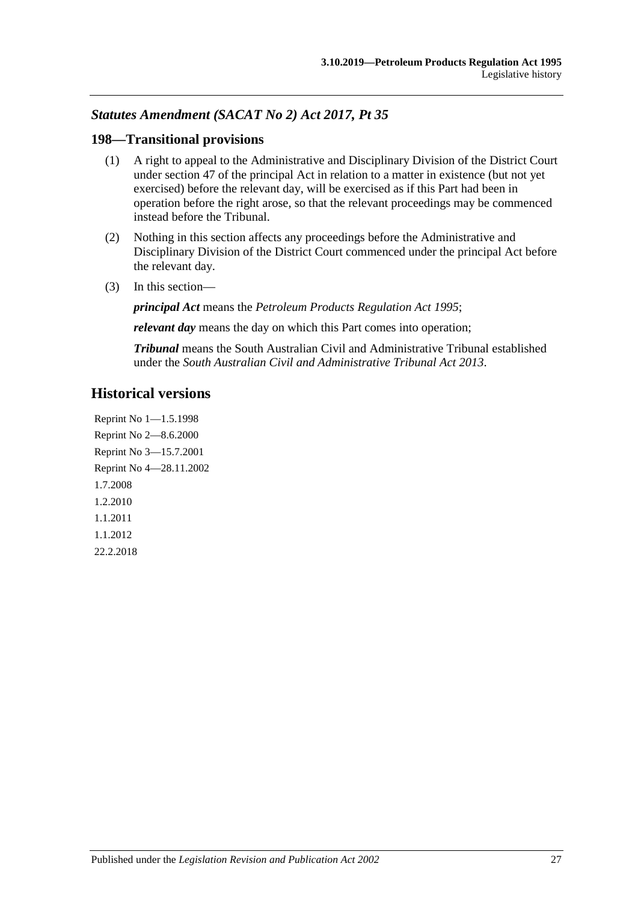### *Statutes Amendment (SACAT No 2) Act 2017, Pt 35*

## 198—Transitional provisions

(1) A right to appeal to the Administrative and Disciplinary Division of the District Court under section 47 of the principal Act in relation to a matter in existence (but not yet exercised) before the relevant day, will be exercised as if this Part had been in operation before the right arose, so that the relevant proceedings may be commenced instead before the Tribunal.

(2) Nothing in this section affects any proceedings before the Administrative and Disciplinary Division of the District Court commenced under the principal Act before the relevant day.

(3) In this section—

***principal Act*** means the *Petroleum Products Regulation Act 1995*;

***relevant day*** means the day on which this Part comes into operation;

***Tribunal*** means the South Australian Civil and Administrative Tribunal established under the *South Australian Civil and Administrative Tribunal Act 2013*.

# Historical versions

Reprint No 1—1.5.1998

Reprint No 2—8.6.2000

Reprint No 3—15.7.2001

Reprint No 4—28.11.2002

1.7.2008

1.2.2010

1.1.2011

1.1.2012

22.2.2018